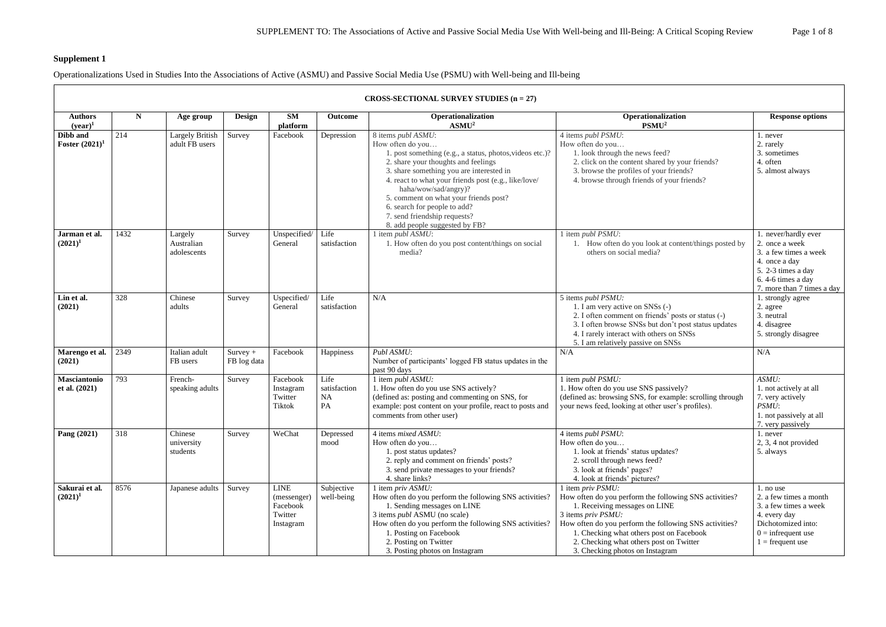# Supplement 1

Operationalizations Used in Studies Into the Associations of Active (ASMU) and Passive Social Media Use (PSMU) with Well-being and Ill-being

| **CROSS-SECTIONAL SURVEY STUDIES (n = 27)** | | | | | | | | |
|---|---|---|---|---|---|---|---|---|
| **Authors (year)[1]** | **N** | **Age group** | **Design** | **SM platform** | **Outcome** | **Operationalization ASMU[2]** | **Operationalization PSMU[2]** | **Response options** |
| **Dibb and Foster (2021)[1]** | 214 | Largely British adult FB users | Survey | Facebook | Depression | 8 items *publ ASMU*:<br>How often do you…<br>1. post something (e.g., a status, photos,videos etc.)?<br>2. share your thoughts and feelings<br>3. share something you are interested in<br>4. react to what your friends post (e.g., like/love/ haha/wow/sad/angry)?<br>5. comment on what your friends post?<br>6. search for people to add?<br>7. send friendship requests?<br>8. add people suggested by FB? | 4 items *publ PSMU*:<br>How often do you…<br>1. look through the news feed?<br>2. click on the content shared by your friends?<br>3. browse the profiles of your friends?<br>4. browse through friends of your friends? | 1. never<br>2. rarely<br>3. sometimes<br>4. often<br>5. almost always |
| **Jarman et al. (2021)[1]** | 1432 | Largely Australian adolescents | Survey | Unspecified/ General | Life satisfaction | 1 item *publ ASMU*:<br>1. How often do you post content/things on social media? | 1 item *publ PSMU*:<br>1. How often do you look at content/things posted by others on social media? | 1. never/hardly ever<br>2. once a week<br>3. a few times a week<br>4. once a day<br>5. 2-3 times a day<br>6. 4-6 times a day<br>7. more than 7 times a day |
| **Lin et al. (2021)** | 328 | Chinese adults | Survey | Uspecified/ General | Life satisfaction | N/A | 5 items *publ PSMU:*<br>1. I am very active on SNSs (-)<br>2. I often comment on friends' posts or status (-)<br>3. I often browse SNSs but don't post status updates<br>4. I rarely interact with others on SNSs<br>5. I am relatively passive on SNSs | 1. strongly agree<br>2. agree<br>3. neutral<br>4. disagree<br>5. strongly disagree |
| **Marengo et al. (2021)** | 2349 | Italian adult FB users | Survey + FB log data | Facebook | Happiness | *Publ ASMU*:<br>Number of participants' logged FB status updates in the past 90 days | N/A | N/A |
| **Masciantonio et al. (2021)** | 793 | French-speaking adults | Survey | Facebook<br>Instagram<br>Twitter<br>Tiktok | Life satisfaction<br>NA<br>PA | 1 item *publ ASMU:*<br>1. How often do you use SNS actively?<br>(defined as: posting and commenting on SNS, for example: post content on your profile, react to posts and comments from other user) | 1 item *publ PSMU:*<br>1. How often do you use SNS passively?<br>(defined as: browsing SNS, for example: scrolling through your news feed, looking at other user's profiles). | *ASMU:*<br>1. not actively at all<br>7. very actively<br>*PSMU*:<br>1. not passively at all<br>7. very passively |
| **Pang (2021)** | 318 | Chinese university students | Survey | WeChat | Depressed mood | 4 items *mixed ASMU*:<br>How often do you…<br>1. post status updates?<br>2. reply and comment on friends' posts?<br>3. send private messages to your friends?<br>4. share links? | 4 items *publ PSMU*:<br>How often do you…<br>1. look at friends' status updates?<br>2. scroll through news feed?<br>3. look at friends' pages?<br>4. look at friends' pictures? | 1. never<br>2, 3, 4 not provided<br>5. always |
| **Sakurai et al. (2021)[1]** | 8576 | Japanese adults | Survey | LINE (messenger)<br>Facebook<br>Twitter<br>Instagram | Subjective well-being | 1 item *priv ASMU:*<br>How often do you perform the following SNS activities?<br>1. Sending messages on LINE<br>3 items *publ* ASMU (no scale)<br>How often do you perform the following SNS activities?<br>1. Posting on Facebook<br>2. Posting on Twitter<br>3. Posting photos on Instagram | 1 item *priv PSMU:*<br>How often do you perform the following SNS activities?<br>1. Receiving messages on LINE<br>3 items *priv PSMU:*<br>How often do you perform the following SNS activities?<br>1. Checking what others post on Facebook<br>2. Checking what others post on Twitter<br>3. Checking photos on Instagram | 1. no use<br>2. a few times a month<br>3. a few times a week<br>4. every day<br>Dichotomized into:<br>0 = infrequent use<br>1 = frequent use |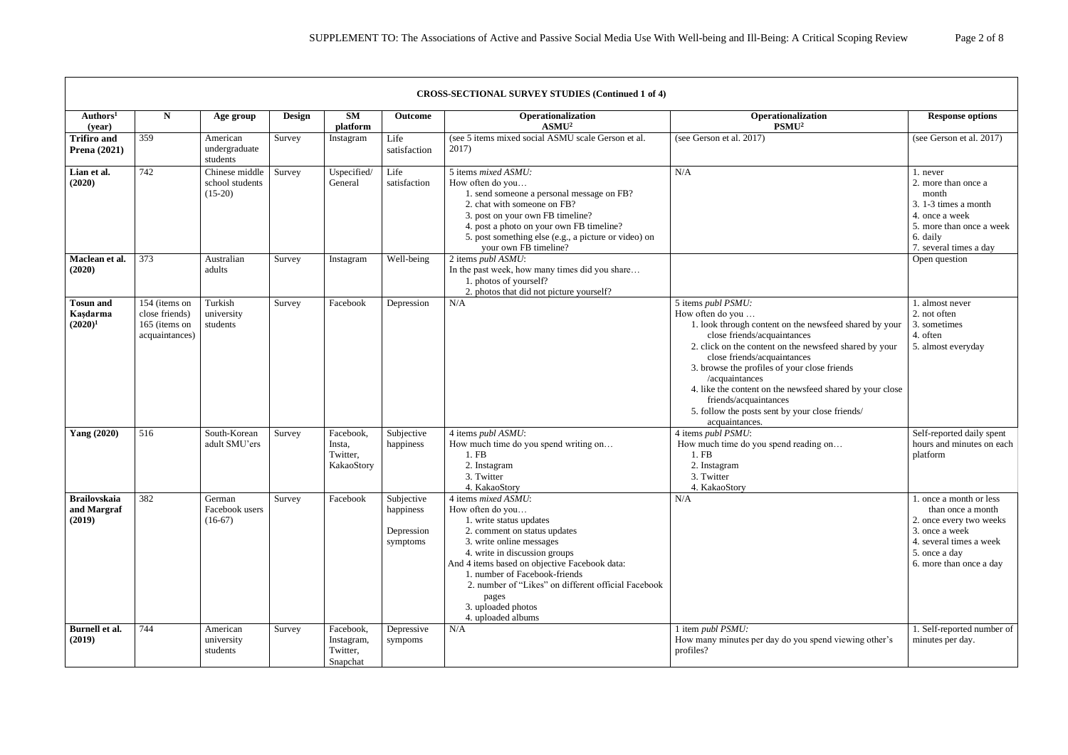| CROSS-SECTIONAL SURVEY STUDIES (Continued 1 of 4) | | | | | | | | |
|---|---|---|---|---|---|---|---|---|
| **Authors[1] (year)** | **N** | **Age group** | **Design** | **SM platform** | **Outcome** | **Operationalization ASMU[2]** | **Operationalization PSMU[2]** | **Response options** |
| **Trifiro and Prena (2021)** | 359 | American undergraduate students | Survey | Instagram | Life satisfaction | (see 5 items mixed social ASMU scale Gerson et al. 2017) | (see Gerson et al. 2017) | (see Gerson et al. 2017) |
| **Lian et al. (2020)** | 742 | Chinese middle school students (15-20) | Survey | Uspecified/ General | Life satisfaction | 5 items *mixed ASMU*:<br>How often do you…<br>1. send someone a personal message on FB?<br>2. chat with someone on FB?<br>3. post on your own FB timeline?<br>4. post a photo on your own FB timeline?<br>5. post something else (e.g., a picture or video) on your own FB timeline? | N/A | 1. never<br>2. more than once a month<br>3. 1-3 times a month<br>4. once a week<br>5. more than once a week<br>6. daily<br>7. several times a day |
| **Maclean et al. (2020)** | 373 | Australian adults | Survey | Instagram | Well-being | 2 items *publ ASMU*:<br>In the past week, how many times did you share…<br>1. photos of yourself?<br>2. photos that did not picture yourself? | | Open question |
| **Tosun and Kaşdarma (2020)[1]** | 154 (items on close friends) 165 (items on acquaintances) | Turkish university students | Survey | Facebook | Depression | N/A | 5 items *publ PSMU:*<br>How often do you …<br>1. look through content on the newsfeed shared by your close friends/acquaintances<br>2. click on the content on the newsfeed shared by your close friends/acquaintances<br>3. browse the profiles of your close friends /acquaintances<br>4. like the content on the newsfeed shared by your close friends/acquaintances<br>5. follow the posts sent by your close friends/ acquaintances. | 1. almost never<br>2. not often<br>3. sometimes<br>4. often<br>5. almost everyday |
| **Yang (2020)** | 516 | South-Korean adult SMU'ers | Survey | Facebook, Insta, Twitter, KakaoStory | Subjective happiness | 4 items *publ ASMU*:<br>How much time do you spend writing on…<br>1. FB<br>2. Instagram<br>3. Twitter<br>4. KakaoStory | 4 items *publ PSMU*:<br>How much time do you spend reading on…<br>1. FB<br>2. Instagram<br>3. Twitter<br>4. KakaoStory | Self-reported daily spent hours and minutes on each platform |
| **Brailovskaia and Margraf (2019)** | 382 | German Facebook users (16-67) | Survey | Facebook | Subjective happiness<br><br>Depression symptoms | 4 items *mixed ASMU*:<br>How often do you…<br>1. write status updates<br>2. comment on status updates<br>3. write online messages<br>4. write in discussion groups<br>And 4 items based on objective Facebook data:<br>1. number of Facebook-friends<br>2. number of "Likes" on different official Facebook pages<br>3. uploaded photos<br>4. uploaded albums | N/A | 1. once a month or less than once a month<br>2. once every two weeks<br>3. once a week<br>4. several times a week<br>5. once a day<br>6. more than once a day |
| **Burnell et al. (2019)** | 744 | American university students | Survey | Facebook, Instagram, Twitter, Snapchat | Depressive sympoms | N/A | 1 item *publ PSMU:*<br>How many minutes per day do you spend viewing other's profiles? | 1. Self-reported number of minutes per day. |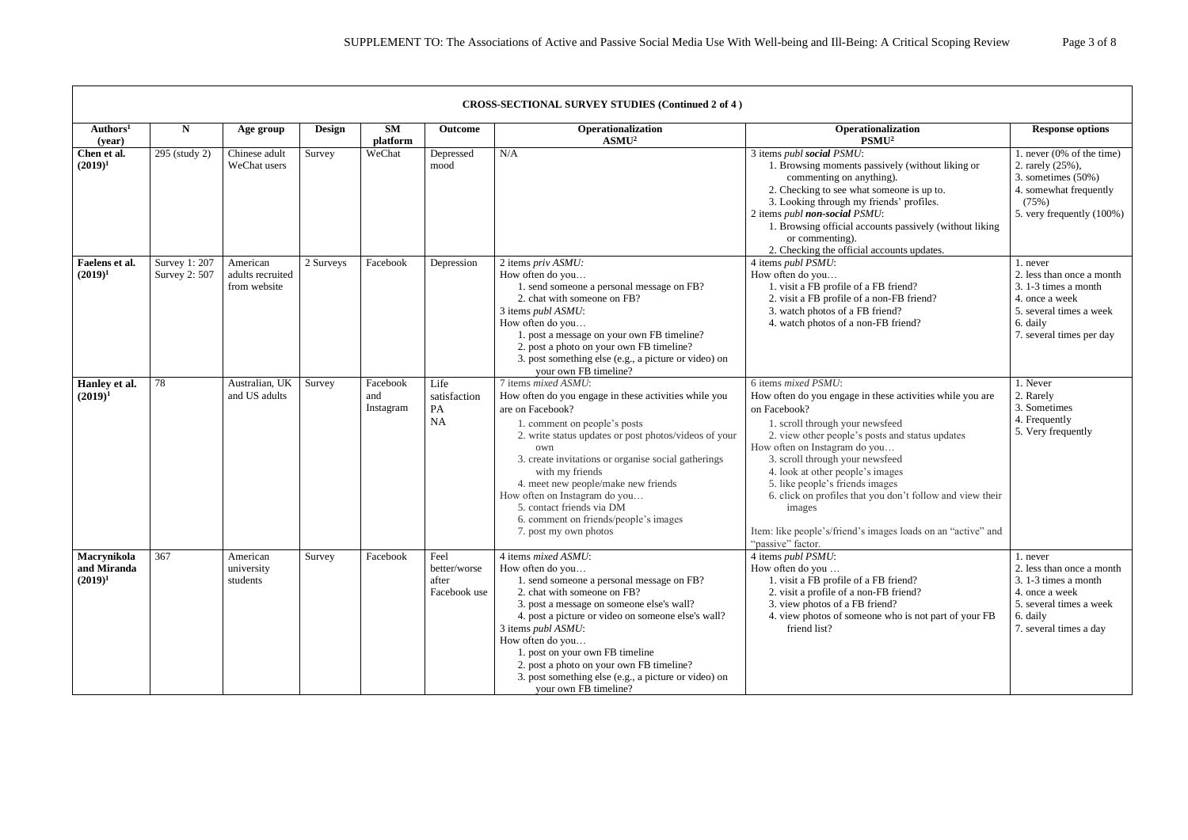| **CROSS-SECTIONAL SURVEY STUDIES (Continued 2 of 4 )** | | | | | | | | |
|---|---|---|---|---|---|---|---|---|
| **Authors[1] (year)** | **N** | **Age group** | **Design** | **SM platform** | **Outcome** | **Operationalization ASMU[2]** | **Operationalization PSMU[2]** | **Response options** |
| **Chen et al. (2019)[1]** | 295 (study 2) | Chinese adult WeChat users | Survey | WeChat | Depressed mood | N/A | 3 items *publ **social** PSMU*:<br>1. Browsing moments passively (without liking or commenting on anything).<br>2. Checking to see what someone is up to.<br>3. Looking through my friends' profiles.<br>2 items *publ **non-social** PSMU*:<br>1. Browsing official accounts passively (without liking or commenting).<br>2. Checking the official accounts updates. | 1. never (0% of the time)<br>2. rarely (25%),<br>3. sometimes (50%)<br>4. somewhat frequently (75%)<br>5. very frequently (100%) |
| **Faelens et al. (2019)[1]** | Survey 1: 207<br>Survey 2: 507 | American adults recruited from website | 2 Surveys | Facebook | Depression | 2 items *priv ASMU*:<br>How often do you…<br>1. send someone a personal message on FB?<br>2. chat with someone on FB?<br>3 items *publ ASMU*:<br>How often do you…<br>1. post a message on your own FB timeline?<br>2. post a photo on your own FB timeline?<br>3. post something else (e.g., a picture or video) on your own FB timeline? | 4 items *publ PSMU*:<br>How often do you…<br>1. visit a FB profile of a FB friend?<br>2. visit a FB profile of a non-FB friend?<br>3. watch photos of a FB friend?<br>4. watch photos of a non-FB friend? | 1. never<br>2. less than once a month<br>3. 1-3 times a month<br>4. once a week<br>5. several times a week<br>6. daily<br>7. several times per day |
| **Hanley et al. (2019)[1]** | 78 | Australian, UK and US adults | Survey | Facebook and Instagram | Life satisfaction<br>PA<br>NA | 7 items *mixed ASMU*:<br>How often do you engage in these activities while you are on Facebook?<br>1. comment on people's posts<br>2. write status updates or post photos/videos of your own<br>3. create invitations or organise social gatherings with my friends<br>4. meet new people/make new friends<br>How often on Instagram do you…<br>5. contact friends via DM<br>6. comment on friends/people's images<br>7. post my own photos | 6 items *mixed PSMU*:<br>How often do you engage in these activities while you are on Facebook?<br>1. scroll through your newsfeed<br>2. view other people's posts and status updates<br>How often on Instagram do you…<br>3. scroll through your newsfeed<br>4. look at other people's images<br>5. like people's friends images<br>6. click on profiles that you don't follow and view their images<br><br>Item: like people's/friend's images loads on an "active" and "passive" factor. | 1. Never<br>2. Rarely<br>3. Sometimes<br>4. Frequently<br>5. Very frequently |
| **Macrynikola and Miranda (2019)[1]** | 367 | American university students | Survey | Facebook | Feel better/worse after Facebook use | 4 items *mixed ASMU*:<br>How often do you…<br>1. send someone a personal message on FB?<br>2. chat with someone on FB?<br>3. post a message on someone else's wall?<br>4. post a picture or video on someone else's wall?<br>3 items *publ ASMU*:<br>How often do you…<br>1. post on your own FB timeline<br>2. post a photo on your own FB timeline?<br>3. post something else (e.g., a picture or video) on your own FB timeline? | 4 items *publ PSMU*:<br>How often do you …<br>1. visit a FB profile of a FB friend?<br>2. visit a profile of a non-FB friend?<br>3. view photos of a FB friend?<br>4. view photos of someone who is not part of your FB friend list? | 1. never<br>2. less than once a month<br>3. 1-3 times a month<br>4. once a week<br>5. several times a week<br>6. daily<br>7. several times a day |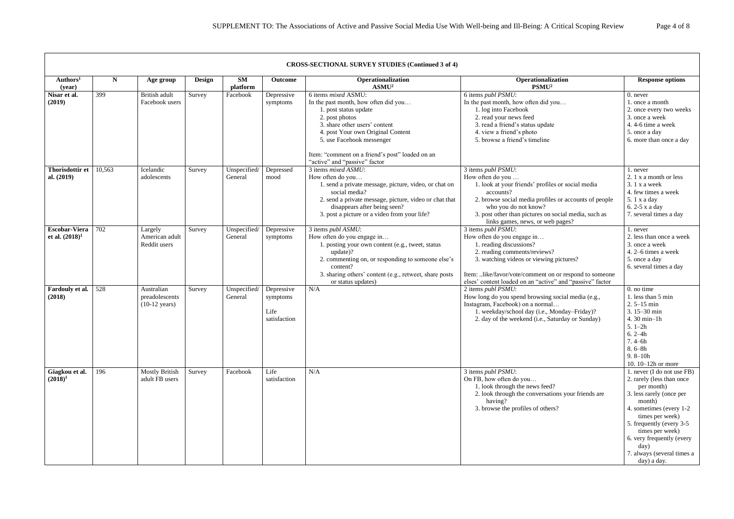| CROSS-SECTIONAL SURVEY STUDIES (Continued 3 of 4) | | | | | | | | |
|---|---|---|---|---|---|---|---|---|
| Authors[1] (year) | N | Age group | Design | SM platform | Outcome | Operationalization ASMU[2] | Operationalization PSMU[2] | Response options |
| **Nisar et al. (2019)** | 399 | British adult Facebook users | Survey | Facebook | Depressive symptoms | 6 items *mixed* ASMU:<br>In the past month, how often did you…<br>1. post status update<br>2. post photos<br>3. share other users' content<br>4. post Your own Original Content<br>5. use Facebook messenger<br><br>Item: "comment on a friend's post" loaded on an "active" and "passive" factor | 6 items *publ PSMU*:<br>In the past month, how often did you…<br>1. log into Facebook<br>2. read your news feed<br>3. read a friend's status update<br>4. view a friend's photo<br>5. browse a friend's timeline | 0. never<br>1. once a month<br>2. once every two weeks<br>3. once a week<br>4. 4-6 time a week<br>5. once a day<br>6. more than once a day |
| **Thorisdottir et al. (2019)** | 10,563 | Icelandic adolescents | Survey | Unspecified/ General | Depressed mood | 3 items *mixed ASMU*:<br>How often do you…<br>1. send a private message, picture, video, or chat on social media?<br>2. send a private message, picture, video or chat that disappears after being seen?<br>3. post a picture or a video from your life? | 3 items *publ PSMU*:<br>How often do you …<br>1. look at your friends' profiles or social media accounts?<br>2. browse social media profiles or accounts of people who you do not know?<br>3. post other than pictures on social media, such as links games, news, or web pages? | 1. never<br>2. 1 x a month or less<br>3. 1 x a week<br>4. few times a week<br>5. 1 x a day<br>6. 2-5 x a day<br>7. several times a day |
| **Escobar-Viera et al. (2018)[1]** | 702 | Largely American adult Reddit users | Survey | Unspecified/ General | Depressive symptoms | 3 items *publ ASMU*:<br>How often do you engage in…<br>1. posting your own content (e.g., tweet, status update)?<br>2. commenting on, or responding to someone else's content?<br>3. sharing others' content (e.g., retweet, share posts or status updates) | 3 items *publ PSMU*:<br>How often do you engage in…<br>1. reading discussions?<br>2. reading comments/reviews?<br>3. watching videos or viewing pictures?<br><br>Item: ..like/favor/vote/comment on or respond to someone elses' content loaded on an "active" and "passive" factor | 1. never<br>2. less than once a week<br>3. once a week<br>4. 2–6 times a week<br>5. once a day<br>6. several times a day |
| **Fardouly et al. (2018)** | 528 | Australian preadolescents (10-12 years) | Survey | Unspecified/ General | Depressive symptoms<br><br>Life satisfaction | N/A | 2 items *publ PSMU*:<br>How long do you spend browsing social media (e.g., Instagram, Facebook) on a normal…<br>1. weekday/school day (i.e., Monday–Friday)?<br>2. day of the weekend (i.e., Saturday or Sunday) | 0. no time<br>1. less than 5 min<br>2. 5–15 min<br>3. 15–30 min<br>4. 30 min–1h<br>5. 1–2h<br>6. 2–4h<br>7. 4–6h<br>8. 6–8h<br>9. 8–10h<br>10. 10–12h or more |
| **Giagkou et al. (2018)[1]** | 196 | Mostly British adult FB users | Survey | Facebook | Life satisfaction | N/A | 3 items *publ PSMU*:<br>On FB, how often do you…<br>1. look through the news feed?<br>2. look through the conversations your friends are having?<br>3. browse the profiles of others? | 1. never (I do not use FB)<br>2. rarely (less than once per month)<br>3. less rarely (once per month)<br>4. sometimes (every 1-2 times per week)<br>5. frequently (every 3-5 times per week)<br>6. very frequently (every day)<br>7. always (several times a day) a day. |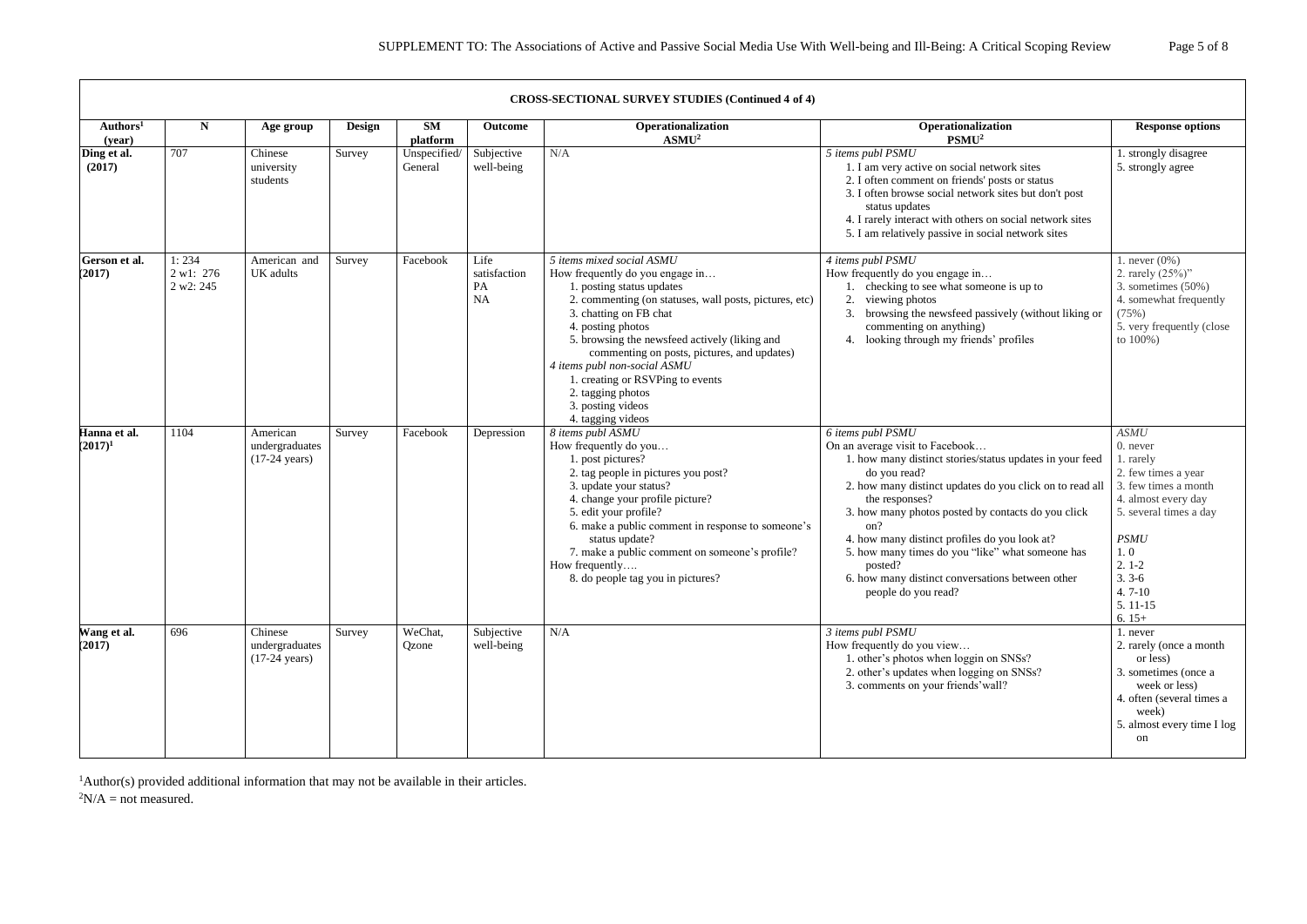| CROSS-SECTIONAL SURVEY STUDIES (Continued 4 of 4) | | | | | | | | |
|---|---|---|---|---|---|---|---|---|
| Authors[1] (year) | N | Age group | Design | SM platform | Outcome | Operationalization ASMU[2] | Operationalization PSMU[2] | Response options |
| **Ding et al. (2017)** | 707 | Chinese university students | Survey | Unspecified/ General | Subjective well-being | N/A | *5 items publ PSMU*<br>1. I am very active on social network sites<br>2. I often comment on friends' posts or status<br>3. I often browse social network sites but don't post status updates<br>4. I rarely interact with others on social network sites<br>5. I am relatively passive in social network sites | 1. strongly disagree<br>5. strongly agree |
| **Gerson et al. (2017)** | 1: 234<br>2 w1: 276<br>2 w2: 245 | American and UK adults | Survey | Facebook | Life satisfaction<br>PA<br>NA | *5 items mixed social ASMU*<br>How frequently do you engage in…<br>1. posting status updates<br>2. commenting (on statuses, wall posts, pictures, etc)<br>3. chatting on FB chat<br>4. posting photos<br>5. browsing the newsfeed actively (liking and commenting on posts, pictures, and updates)<br>*4 items publ non-social ASMU*<br>1. creating or RSVPing to events<br>2. tagging photos<br>3. posting videos<br>4. tagging videos | *4 items publ PSMU*<br>How frequently do you engage in…<br>1. checking to see what someone is up to<br>2. viewing photos<br>3. browsing the newsfeed passively (without liking or commenting on anything)<br>4. looking through my friends' profiles | 1. never (0%)<br>2. rarely (25%)"<br>3. sometimes (50%)<br>4. somewhat frequently (75%)<br>5. very frequently (close to 100%) |
| **Hanna et al. (2017)[1]** | 1104 | American undergraduates (17-24 years) | Survey | Facebook | Depression | *8 items publ ASMU*<br>How frequently do you…<br>1. post pictures?<br>2. tag people in pictures you post?<br>3. update your status?<br>4. change your profile picture?<br>5. edit your profile?<br>6. make a public comment in response to someone's status update?<br>7. make a public comment on someone's profile?<br>How frequently….<br>8. do people tag you in pictures? | *6 items publ PSMU*<br>On an average visit to Facebook…<br>1. how many distinct stories/status updates in your feed do you read?<br>2. how many distinct updates do you click on to read all the responses?<br>3. how many photos posted by contacts do you click on?<br>4. how many distinct profiles do you look at?<br>5. how many times do you "like" what someone has posted?<br>6. how many distinct conversations between other people do you read? | *ASMU*<br>0. never<br>1. rarely<br>2. few times a year<br>3. few times a month<br>4. almost every day<br>5. several times a day<br><br>*PSMU*<br>1. 0<br>2. 1-2<br>3. 3-6<br>4. 7-10<br>5. 11-15<br>6. 15+ |
| **Wang et al. (2017)** | 696 | Chinese undergraduates (17-24 years) | Survey | WeChat, Qzone | Subjective well-being | N/A | *3 items publ PSMU*<br>How frequently do you view…<br>1. other's photos when loggin on SNSs?<br>2. other's updates when logging on SNSs?<br>3. comments on your friends'wall? | 1. never<br>2. rarely (once a month or less)<br>3. sometimes (once a week or less)<br>4. often (several times a week)<br>5. almost every time I log on |

[1]Author(s) provided additional information that may not be available in their articles.
[2]N/A = not measured.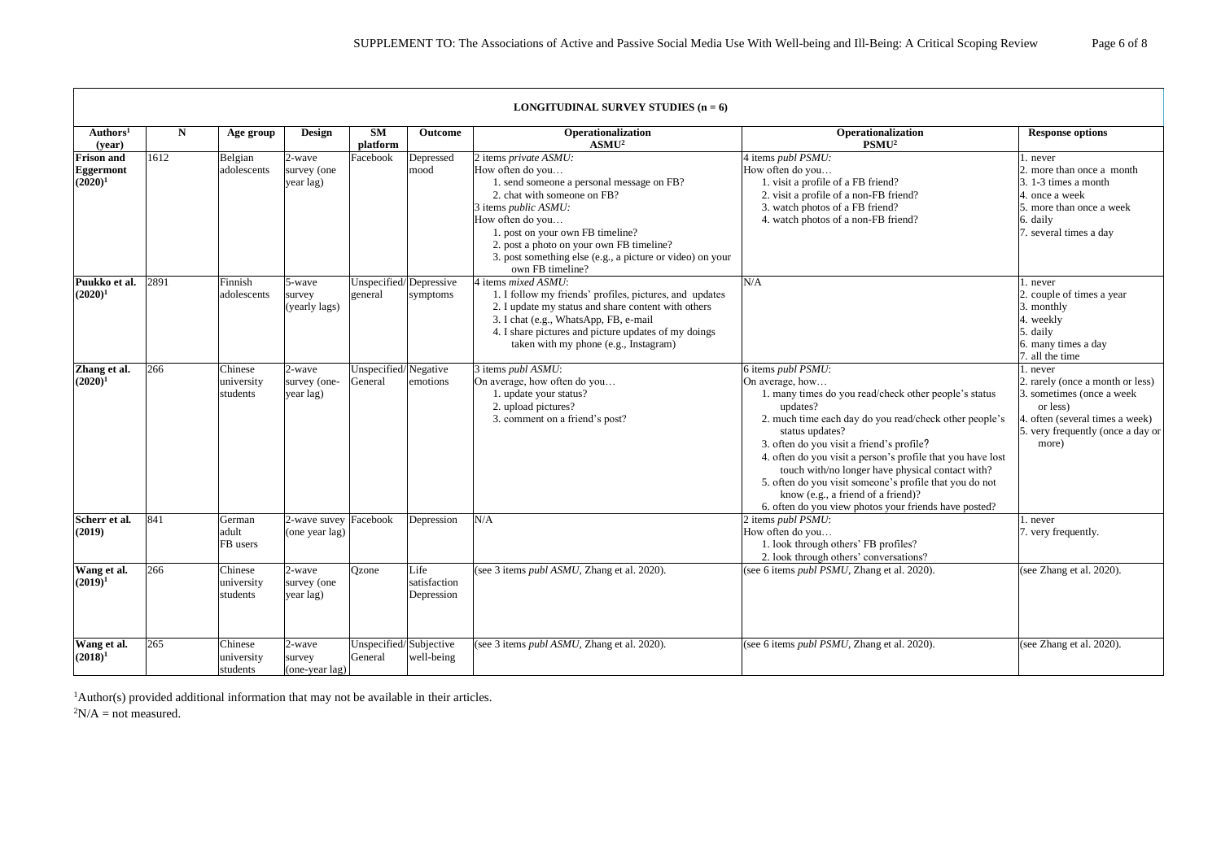| LONGITUDINAL SURVEY STUDIES (n = 6) | | | | | | | | |
|---|---|---|---|---|---|---|---|---|
| Authors[1] (year) | N | Age group | Design | SM platform | Outcome | Operationalization ASMU[2] | Operationalization PSMU[2] | Response options |
| **Frison and Eggermont (2020)[1]** | 1612 | Belgian adolescents | 2-wave survey (one year lag) | Facebook | Depressed mood | 2 items *private ASMU*: How often do you… 1. send someone a personal message on FB? 2. chat with someone on FB? 3 items *public ASMU*: How often do you… 1. post on your own FB timeline? 2. post a photo on your own FB timeline? 3. post something else (e.g., a picture or video) on your own FB timeline? | 4 items *publ PSMU*: How often do you… 1. visit a profile of a FB friend? 2. visit a profile of a non-FB friend? 3. watch photos of a FB friend? 4. watch photos of a non-FB friend? | 1. never 2. more than once a month 3. 1-3 times a month 4. once a week 5. more than once a week 6. daily 7. several times a day |
| **Puukko et al. (2020)[1]** | 2891 | Finnish adolescents | 5-wave survey (yearly lags) | Unspecified/ general | Depressive symptoms | 4 items *mixed ASMU*: 1. I follow my friends' profiles, pictures, and updates 2. I update my status and share content with others 3. I chat (e.g., WhatsApp, FB, e-mail 4. I share pictures and picture updates of my doings taken with my phone (e.g., Instagram) | N/A | 1. never 2. couple of times a year 3. monthly 4. weekly 5. daily 6. many times a day 7. all the time |
| **Zhang et al. (2020)[1]** | 266 | Chinese university students | 2-wave survey (one-year lag) | Unspecified/ General | Negative emotions | 3 items *publ ASMU*: On average, how often do you… 1. update your status? 2. upload pictures? 3. comment on a friend's post? | 6 items *publ PSMU*: On average, how… 1. many times do you read/check other people's status updates? 2. much time each day do you read/check other people's status updates? 3. often do you visit a friend's profile? 4. often do you visit a person's profile that you have lost touch with/no longer have physical contact with? 5. often do you visit someone's profile that you do not know (e.g., a friend of a friend)? 6. often do you view photos your friends have posted? | 1. never 2. rarely (once a month or less) 3. sometimes (once a week or less) 4. often (several times a week) 5. very frequently (once a day or more) |
| **Scherr et al. (2019)** | 841 | German adult FB users | 2-wave suvey (one year lag) | Facebook | Depression | N/A | 2 items *publ PSMU*: How often do you… 1. look through others' FB profiles? 2. look through others' conversations? | 1. never 7. very frequently. |
| **Wang et al. (2019)[1]** | 266 | Chinese university students | 2-wave survey (one year lag) | Qzone | Life satisfaction Depression | (see 3 items *publ ASMU*, Zhang et al. 2020). | (see 6 items *publ PSMU*, Zhang et al. 2020). | (see Zhang et al. 2020). |
| **Wang et al. (2018)[1]** | 265 | Chinese university students | 2-wave survey (one-year lag) | Unspecified/ General | Subjective well-being | (see 3 items *publ ASMU*, Zhang et al. 2020). | (see 6 items *publ PSMU*, Zhang et al. 2020). | (see Zhang et al. 2020). |

[1]Author(s) provided additional information that may not be available in their articles.
[2]N/A = not measured.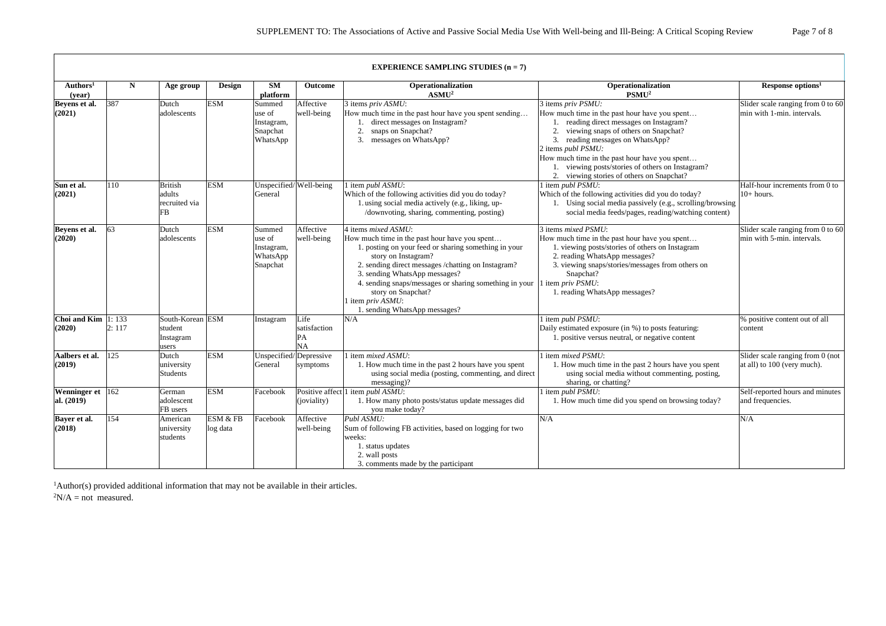**EXPERIENCE SAMPLING STUDIES (n = 7)**

| Authors[1] (year) | N | Age group | Design | SM platform | Outcome | Operationalization ASMU[2] | Operationalization PSMU[2] | Response options[1] |
|---|---|---|---|---|---|---|---|---|
| **Beyens et al. (2021)** | 387 | Dutch adolescents | ESM | Summed use of Instagram, Snapchat WhatsApp | Affective well-being | 3 items *priv ASMU*: How much time in the past hour have you spent sending… 1. direct messages on Instagram? 2. snaps on Snapchat? 3. messages on WhatsApp? | 3 items *priv PSMU*: How much time in the past hour have you spent… 1. reading direct messages on Instagram? 2. viewing snaps of others on Snapchat? 3. reading messages on WhatsApp? 2 items *publ PSMU*: How much time in the past hour have you spent… 1. viewing posts/stories of others on Instagram? 2. viewing stories of others on Snapchat? | Slider scale ranging from 0 to 60 min with 1-min. intervals. |
| **Sun et al. (2021)** | 110 | British adults recruited via FB | ESM | Unspecified/ General | Well-being | 1 item *publ ASMU*: Which of the following activities did you do today? 1. using social media actively (e.g., liking, up-/downvoting, sharing, commenting, posting) | 1 item *publ PSMU*: Which of the following activities did you do today? 1. Using social media passively (e.g., scrolling/browsing social media feeds/pages, reading/watching content) | Half-hour increments from 0 to 10+ hours. |
| **Beyens et al. (2020)** | 63 | Dutch adolescents | ESM | Summed use of Instagram, WhatsApp Snapchat | Affective well-being | 4 items *mixed ASMU*: How much time in the past hour have you spent… 1. posting on your feed or sharing something in your story on Instagram? 2. sending direct messages /chatting on Instagram? 3. sending WhatsApp messages? 4. sending snaps/messages or sharing something in your story on Snapchat? 1 item *priv ASMU*: 1. sending WhatsApp messages? | 3 items *mixed PSMU*: How much time in the past hour have you spent… 1. viewing posts/stories of others on Instagram 2. reading WhatsApp messages? 3. viewing snaps/stories/messages from others on Snapchat? 1 item *priv PSMU*: 1. reading WhatsApp messages? | Slider scale ranging from 0 to 60 min with 5-min. intervals. |
| **Choi and Kim (2020)** | 1: 133 2: 117 | South-Korean student Instagram users | ESM | Instagram | Life satisfaction PA NA | N/A | 1 item *publ PSMU*: Daily estimated exposure (in %) to posts featuring: 1. positive versus neutral, or negative content | % positive content out of all content |
| **Aalbers et al. (2019)** | 125 | Dutch university Students | ESM | Unspecified/ General | Depressive symptoms | 1 item *mixed ASMU*: 1. How much time in the past 2 hours have you spent using social media (posting, commenting, and direct messaging)? | 1 item *mixed PSMU*: 1. How much time in the past 2 hours have you spent using social media without commenting, posting, sharing, or chatting? | Slider scale ranging from 0 (not at all) to 100 (very much). |
| **Wenninger et al. (2019)** | 162 | German adolescent FB users | ESM | Facebook | Positive affect (joviality) | 1 item *publ ASMU*: 1. How many photo posts/status update messages did you make today? | 1 item *publ PSMU*: 1. How much time did you spend on browsing today? | Self-reported hours and minutes and frequencies. |
| **Bayer et al. (2018)** | 154 | American university students | ESM & FB log data | Facebook | Affective well-being | *Publ ASMU*: Sum of following FB activities, based on logging for two weeks: 1. status updates 2. wall posts 3. comments made by the participant | N/A | N/A |

[1]Author(s) provided additional information that may not be available in their articles.
[2]N/A = not measured.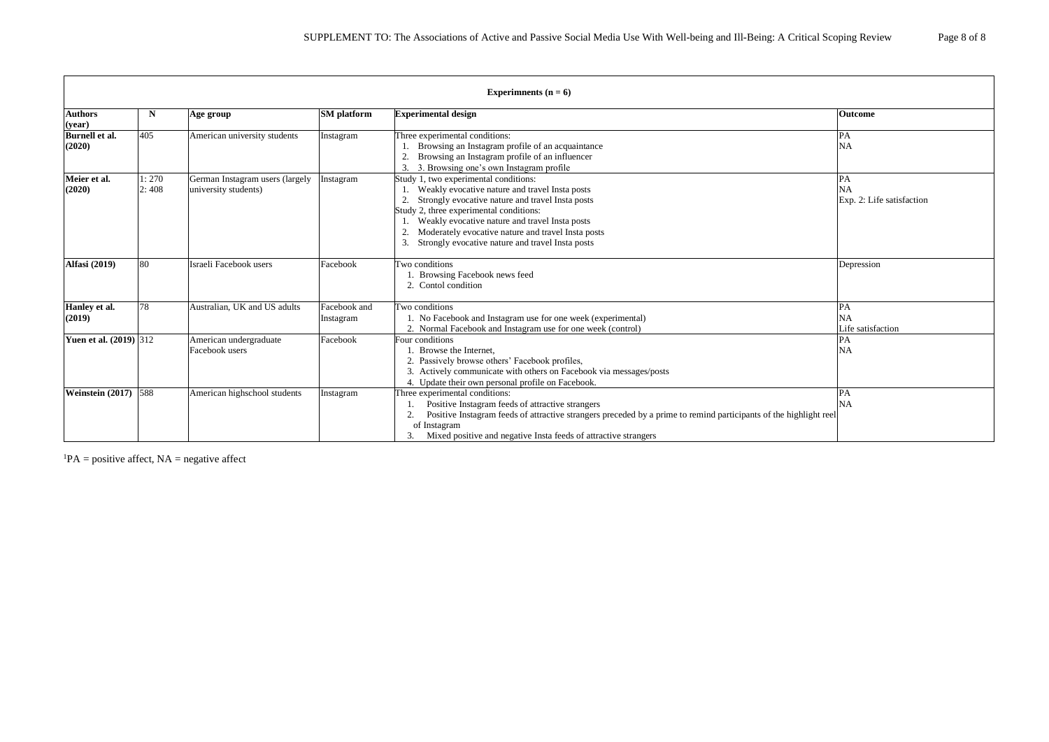| Experimnents (n = 6) | | | | | |
|---|---|---|---|---|---|
| **Authors (year)** | **N** | **Age group** | **SM platform** | **Experimental design** | **Outcome** |
| **Burnell et al. (2020)** | 405 | American university students | Instagram | Three experimental conditions:<br>1. Browsing an Instagram profile of an acquaintance<br>2. Browsing an Instagram profile of an influencer<br>3. 3. Browsing one's own Instagram profile | PA<br>NA |
| **Meier et al. (2020)** | 1: 270<br>2: 408 | German Instagram users (largely university students) | Instagram | Study 1, two experimental conditions:<br>1. Weakly evocative nature and travel Insta posts<br>2. Strongly evocative nature and travel Insta posts<br>Study 2, three experimental conditions:<br>1. Weakly evocative nature and travel Insta posts<br>2. Moderately evocative nature and travel Insta posts<br>3. Strongly evocative nature and travel Insta posts | PA<br>NA<br>Exp. 2: Life satisfaction |
| **Alfasi (2019)** | 80 | Israeli Facebook users | Facebook | Two conditions<br>1. Browsing Facebook news feed<br>2. Contol condition | Depression |
| **Hanley et al. (2019)** | 78 | Australian, UK and US adults | Facebook and Instagram | Two conditions<br>1. No Facebook and Instagram use for one week (experimental)<br>2. Normal Facebook and Instagram use for one week (control) | PA<br>NA<br>Life satisfaction |
| **Yuen et al. (2019)** | 312 | American undergraduate Facebook users | Facebook | Four conditions<br>1. Browse the Internet,<br>2. Passively browse others' Facebook profiles,<br>3. Actively communicate with others on Facebook via messages/posts<br>4. Update their own personal profile on Facebook. | PA<br>NA |
| **Weinstein (2017)** | 588 | American highschool students | Instagram | Three experimental conditions:<br>1. Positive Instagram feeds of attractive strangers<br>2. Positive Instagram feeds of attractive strangers preceded by a prime to remind participants of the highlight reel of Instagram<br>3. Mixed positive and negative Insta feeds of attractive strangers | PA<br>NA |

[1]PA = positive affect, NA = negative affect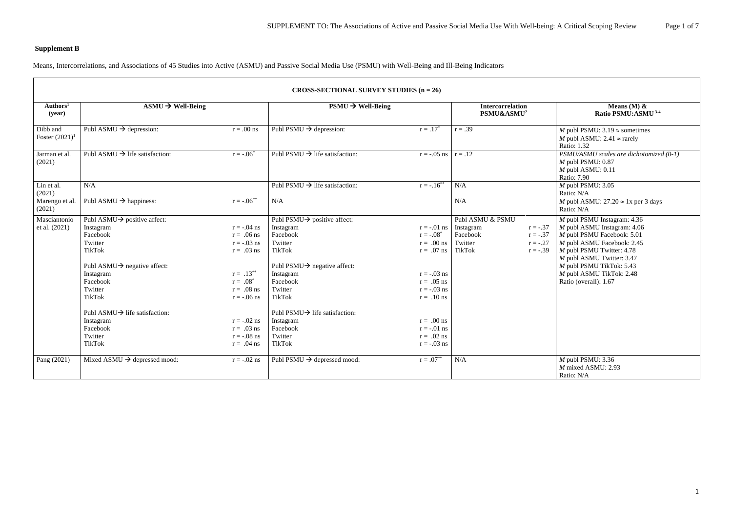**Supplement B**

Means, Intercorrelations, and Associations of 45 Studies into Active (ASMU) and Passive Social Media Use (PSMU) with Well-Being and Ill-Being Indicators

| CROSS-SECTIONAL SURVEY STUDIES (n = 26) | | | | |
|---|---|---|---|---|
| **Authors[1] (year)** | **ASMU → Well-Being** | **PSMU → Well-Being** | **Intercorrelation PSMU&ASMU[2]** | **Means (M) & Ratio PSMU:ASMU[3-4]** |
| Dibb and Foster (2021)[1] | Publ ASMU → depression: r = .00 ns | Publ PSMU → depression: r = .17* | r = .39 | *M* publ PSMU: 3.19 ≈ sometimes<br>*M* publ ASMU: 2.41 ≈ rarely<br>Ratio: 1.32 |
| Jarman et al. (2021) | Publ ASMU → life satisfaction: r = -.06* | Publ PSMU → life satisfaction: r = -.05 ns | r = .12 | *PSMU/ASMU scales are dichotomized (0-1)*<br>*M* publ PSMU: 0.87<br>*M* publ ASMU: 0.11<br>Ratio: 7.90 |
| Lin et al. (2021) | N/A | Publ PSMU → life satisfaction: r = -.16** | N/A | *M* publ PSMU: 3.05<br>Ratio: N/A |
| Marengo et al. (2021) | Publ ASMU → happiness: r = -.06** | N/A | N/A | *M* publ ASMU: 27.20 ≈ 1x per 3 days<br>Ratio: N/A |
| Masciantonio et al. (2021) | Publ ASMU→ positive affect:<br>Instagram r = -.04 ns<br>Facebook r = .06 ns<br>Twitter r = -.03 ns<br>TikTok r = .03 ns<br><br>Publ ASMU→ negative affect:<br>Instagram r = .13**<br>Facebook r = .08*<br>Twitter r = .08 ns<br>TikTok r = -.06 ns<br><br>Publ ASMU→ life satisfaction:<br>Instagram r = -.02 ns<br>Facebook r = .03 ns<br>Twitter r = -.08 ns<br>TikTok r = .04 ns | Publ PSMU→ positive affect:<br>Instagram r = -.01 ns<br>Facebook r = -.08*<br>Twitter r = .00 ns<br>TikTok r = .07 ns<br><br>Publ PSMU→ negative affect:<br>Instagram r = -.03 ns<br>Facebook r = .05 ns<br>Twitter r = -.03 ns<br>TikTok r = .10 ns<br><br>Publ PSMU→ life satisfaction:<br>Instagram r = .00 ns<br>Facebook r = -.01 ns<br>Twitter r = .02 ns<br>TikTok r = -.03 ns | Publ ASMU & PSMU<br>Instagram r = -.37<br>Facebook r = -.37<br>Twitter r = -.27<br>TikTok r = -.39 | *M* publ PSMU Instagram: 4.36<br>*M* publ ASMU Instagram: 4.06<br>*M* publ PSMU Facebook: 5.01<br>*M* publ ASMU Facebook: 2.45<br>*M* publ PSMU Twitter: 4.78<br>*M* publ ASMU Twitter: 3.47<br>*M* publ PSMU TikTok: 5.43<br>*M* publ ASMU TikTok: 2.48<br>Ratio (overall): 1.67 |
| Pang (2021) | Mixed ASMU → depressed mood: r = -.02 ns | Publ PSMU → depressed mood: r = .07** | N/A | *M* publ PSMU: 3.36<br>*M* mixed ASMU: 2.93<br>Ratio: N/A |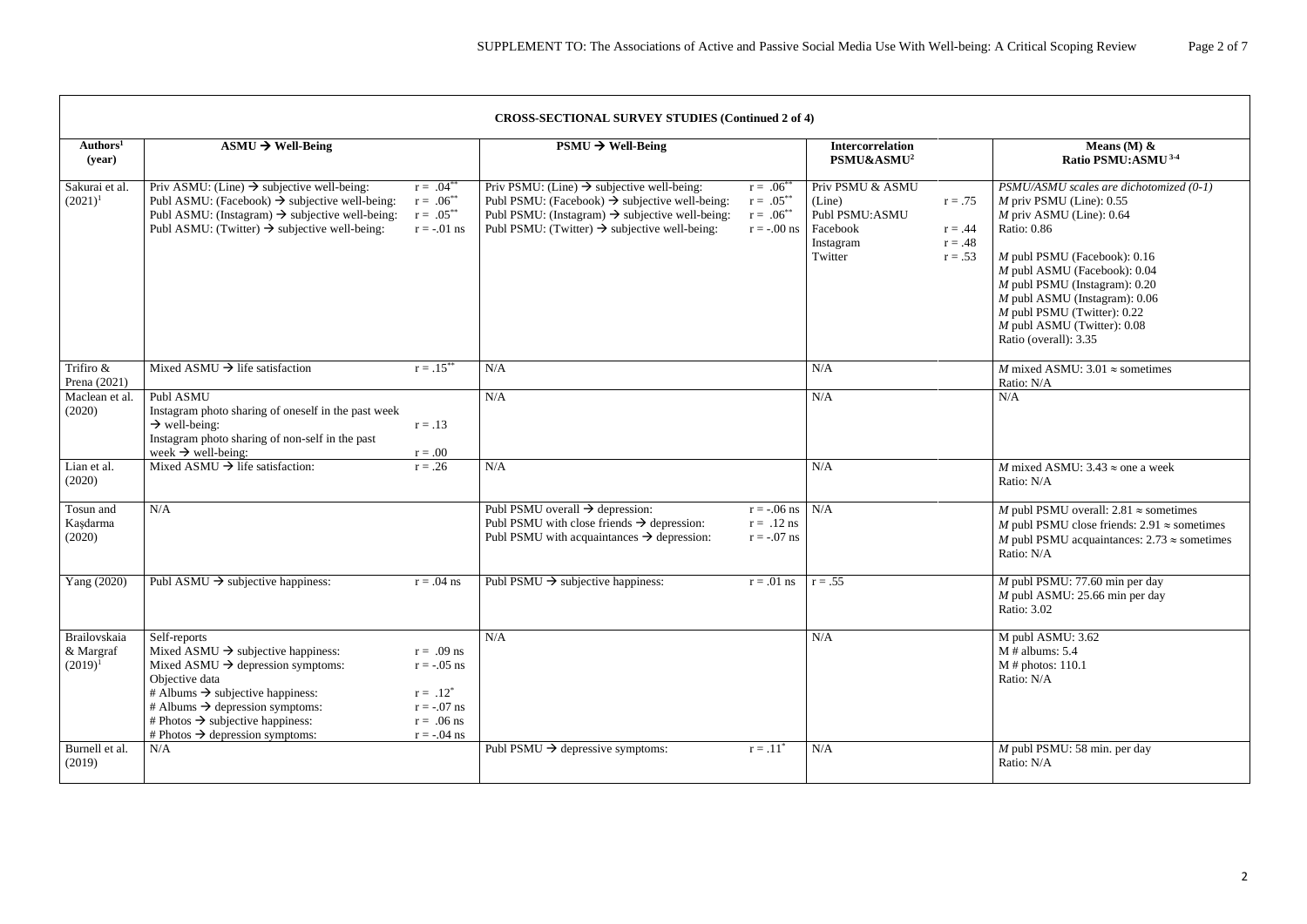| CROSS-SECTIONAL SURVEY STUDIES (Continued 2 of 4) | | | | | | | | |
|---|---|---|---|---|---|---|---|---|
| Authors[1] (year) | ASMU → Well-Being | | PSMU → Well-Being | | Intercorrelation PSMU&ASMU[2] | | Means (M) & Ratio PSMU:ASMU[3-4] | |
| Sakurai et al. (2021)[1] | Priv ASMU: (Line) → subjective well-being:<br>Publ ASMU: (Facebook) → subjective well-being:<br>Publ ASMU: (Instagram) → subjective well-being:<br>Publ ASMU: (Twitter) → subjective well-being: | $r = .04^{**}$<br>$r = .06^{**}$<br>$r = .05^{**}$<br>r = -.01 ns | Priv PSMU: (Line) → subjective well-being:<br>Publ PSMU: (Facebook) → subjective well-being:<br>Publ PSMU: (Instagram) → subjective well-being:<br>Publ PSMU: (Twitter) → subjective well-being: | $r = .06^{**}$<br>$r = .05^{**}$<br>$r = .06^{**}$<br>r = -.00 ns | Priv PSMU & ASMU (Line)<br>Publ PSMU:ASMU<br>Facebook<br>Instagram<br>Twitter | r = .75<br><br>r = .44<br>r = .48<br>r = .53 | *PSMU/ASMU scales are dichotomized (0-1)*<br>*M* priv PSMU (Line): 0.55<br>*M* priv ASMU (Line): 0.64<br>Ratio: 0.86<br><br>*M* publ PSMU (Facebook): 0.16<br>*M* publ ASMU (Facebook): 0.04<br>*M* publ PSMU (Instagram): 0.20<br>*M* publ ASMU (Instagram): 0.06<br>*M* publ PSMU (Twitter): 0.22<br>*M* publ ASMU (Twitter): 0.08<br>Ratio (overall): 3.35 | |
| Trifiro & Prena (2021) | Mixed ASMU → life satisfaction | $r = .15^{**}$ | N/A | | N/A | | *M* mixed ASMU: 3.01 ≈ sometimes<br>Ratio: N/A | |
| Maclean et al. (2020) | Publ ASMU<br>Instagram photo sharing of oneself in the past week → well-being:<br>Instagram photo sharing of non-self in the past week → well-being: | <br><br>r = .13<br><br>r = .00 | N/A | | N/A | | N/A | |
| Lian et al. (2020) | Mixed ASMU → life satisfaction: | r = .26 | N/A | | N/A | | *M* mixed ASMU: 3.43 ≈ one a week<br>Ratio: N/A | |
| Tosun and Kaşdarma (2020) | N/A | | Publ PSMU overall → depression:<br>Publ PSMU with close friends → depression:<br>Publ PSMU with acquaintances → depression: | r = -.06 ns<br>r = .12 ns<br>r = -.07 ns | N/A | | *M* publ PSMU overall: 2.81 ≈ sometimes<br>*M* publ PSMU close friends: 2.91 ≈ sometimes<br>*M* publ PSMU acquaintances: 2.73 ≈ sometimes<br>Ratio: N/A | |
| Yang (2020) | Publ ASMU → subjective happiness: | r = .04 ns | Publ PSMU → subjective happiness: | r = .01 ns | r = .55 | | *M* publ PSMU: 77.60 min per day<br>*M* publ ASMU: 25.66 min per day<br>Ratio: 3.02 | |
| Brailovskaia & Margraf (2019)[1] | Self-reports<br>Mixed ASMU → subjective happiness:<br>Mixed ASMU → depression symptoms:<br>Objective data<br># Albums → subjective happiness:<br># Albums → depression symptoms:<br># Photos → subjective happiness:<br># Photos → depression symptoms: | <br>r = .09 ns<br>r = -.05 ns<br><br>$r = .12^{*}$<br>r = -.07 ns<br>r = .06 ns<br>r = -.04 ns | N/A | | N/A | | M publ ASMU: 3.62<br>M # albums: 5.4<br>M # photos: 110.1<br>Ratio: N/A | |
| Burnell et al. (2019) | N/A | | Publ PSMU → depressive symptoms: | $r = .11^{*}$ | N/A | | *M* publ PSMU: 58 min. per day<br>Ratio: N/A | |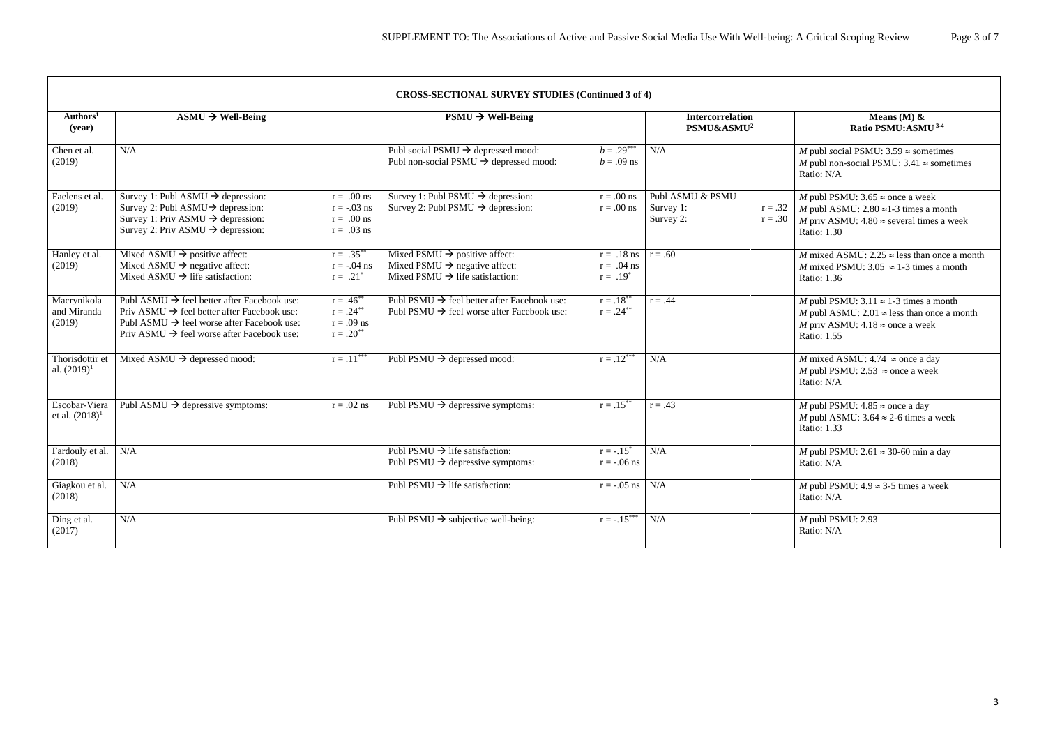| CROSS-SECTIONAL SURVEY STUDIES (Continued 3 of 4) | | | | | | | |
|---|---|---|---|---|---|---|---|
| Authors[1] (year) | ASMU → Well-Being | | PSMU → Well-Being | | Intercorrelation PSMU&ASMU[2] | | Means (M) & Ratio PSMU:ASMU[3-4] |
| Chen et al. (2019) | N/A | | Publ social PSMU → depressed mood:<br>Publ non-social PSMU → depressed mood: | $b = .29^{***}$<br>$b = .09$ ns | N/A | | *M* publ social PSMU: 3.59 ≈ sometimes<br>*M* publ non-social PSMU: 3.41 ≈ sometimes<br>Ratio: N/A |
| Faelens et al. (2019) | Survey 1: Publ ASMU → depression:<br>Survey 2: Publ ASMU → depression:<br>Survey 1: Priv ASMU → depression:<br>Survey 2: Priv ASMU → depression: | $r = .00$ ns<br>$r = -.03$ ns<br>$r = .00$ ns<br>$r = .03$ ns | Survey 1: Publ PSMU → depression:<br>Survey 2: Publ PSMU → depression: | $r = .00$ ns<br>$r = .00$ ns | Publ ASMU & PSMU<br>Survey 1:<br>Survey 2: | <br>$r = .32$<br>$r = .30$ | *M* publ PSMU: 3.65 ≈ once a week<br>*M* publ ASMU: 2.80 ≈ 1-3 times a month<br>*M* priv ASMU: 4.80 ≈ several times a week<br>Ratio: 1.30 |
| Hanley et al. (2019) | Mixed ASMU → positive affect:<br>Mixed ASMU → negative affect:<br>Mixed ASMU → life satisfaction: | $r = .35^{**}$<br>$r = -.04$ ns<br>$r = .21^{*}$ | Mixed PSMU → positive affect:<br>Mixed PSMU → negative affect:<br>Mixed PSMU → life satisfaction: | $r = .18$ ns<br>$r = .04$ ns<br>$r = .19^{*}$ | $r = .60$ | | *M* mixed ASMU: 2.25 ≈ less than once a month<br>*M* mixed PSMU: 3.05 ≈ 1-3 times a month<br>Ratio: 1.36 |
| Macrynikola and Miranda (2019) | Publ ASMU → feel better after Facebook use:<br>Priv ASMU → feel better after Facebook use:<br>Publ ASMU → feel worse after Facebook use:<br>Priv ASMU → feel worse after Facebook use: | $r = .46^{**}$<br>$r = .24^{**}$<br>$r = .09$ ns<br>$r = .20^{**}$ | Publ PSMU → feel better after Facebook use:<br>Publ PSMU → feel worse after Facebook use: | $r = .18^{**}$<br>$r = .24^{**}$ | $r = .44$ | | *M* publ PSMU: 3.11 ≈ 1-3 times a month<br>*M* publ ASMU: 2.01 ≈ less than once a month<br>*M* priv ASMU: 4.18 ≈ once a week<br>Ratio: 1.55 |
| Thorisdottir et al. (2019)[1] | Mixed ASMU → depressed mood: | $r = .11^{***}$ | Publ PSMU → depressed mood: | $r = .12^{***}$ | N/A | | *M* mixed ASMU: 4.74 ≈ once a day<br>*M* publ PSMU: 2.53 ≈ once a week<br>Ratio: N/A |
| Escobar-Viera et al. (2018)[1] | Publ ASMU → depressive symptoms: | $r = .02$ ns | Publ PSMU → depressive symptoms: | $r = .15^{**}$ | $r = .43$ | | *M* publ PSMU: 4.85 ≈ once a day<br>*M* publ ASMU: 3.64 ≈ 2-6 times a week<br>Ratio: 1.33 |
| Fardouly et al. (2018) | N/A | | Publ PSMU → life satisfaction:<br>Publ PSMU → depressive symptoms: | $r = -.15^{*}$<br>$r = -.06$ ns | N/A | | *M* publ PSMU: 2.61 ≈ 30-60 min a day<br>Ratio: N/A |
| Giagkou et al. (2018) | N/A | | Publ PSMU → life satisfaction: | $r = -.05$ ns | N/A | | *M* publ PSMU: 4.9 ≈ 3-5 times a week<br>Ratio: N/A |
| Ding et al. (2017) | N/A | | Publ PSMU → subjective well-being: | $r = -.15^{***}$ | N/A | | *M* publ PSMU: 2.93<br>Ratio: N/A |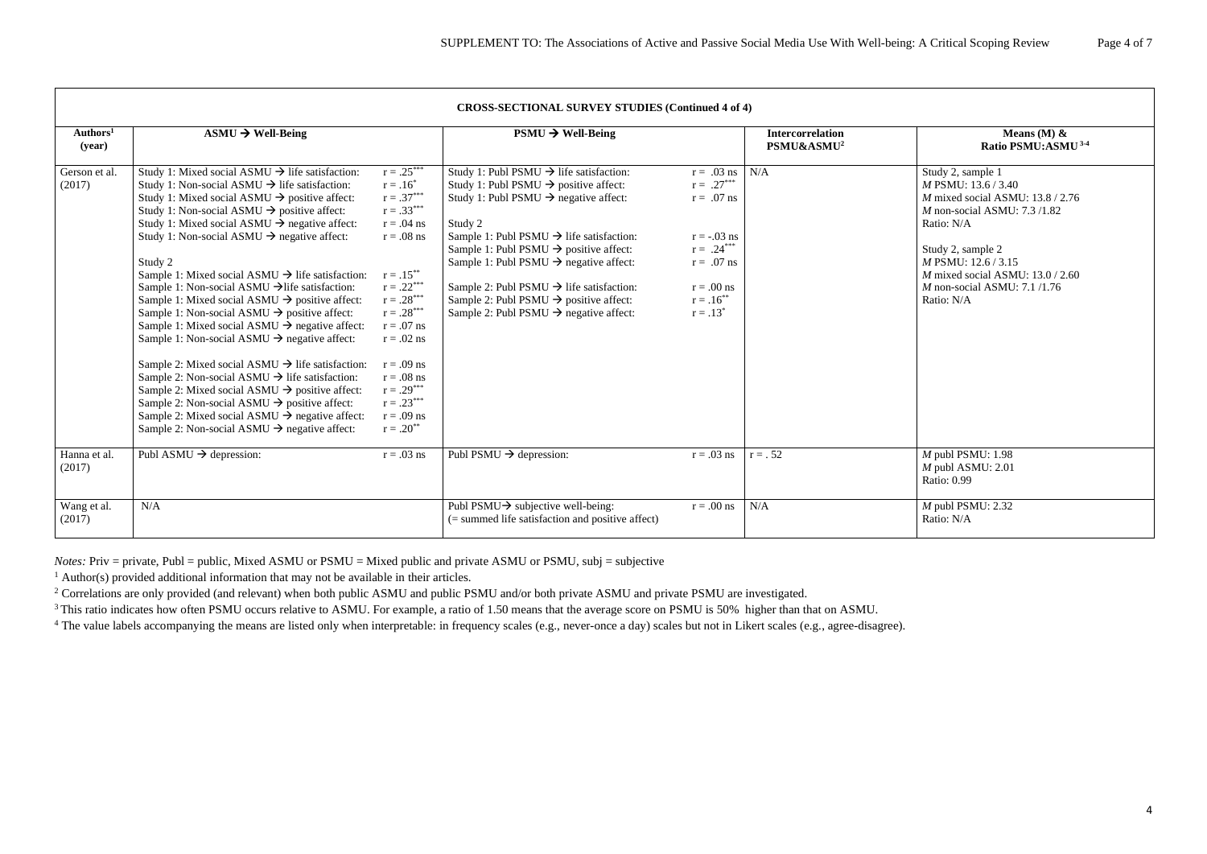| CROSS-SECTIONAL SURVEY STUDIES (Continued 4 of 4) | | | | |
|---|---|---|---|---|
| Authors[1] (year) | ASMU → Well-Being | PSMU → Well-Being | Intercorrelation PSMU&ASMU[2] | Means (M) & Ratio PSMU:ASMU [3-4] |
| Gerson et al. (2017) | Study 1: Mixed social ASMU → life satisfaction: r = .25***<br>Study 1: Non-social ASMU → life satisfaction: r = .16*<br>Study 1: Mixed social ASMU → positive affect: r = .37***<br>Study 1: Non-social ASMU → positive affect: r = .33***<br>Study 1: Mixed social ASMU → negative affect: r = .04 ns<br>Study 1: Non-social ASMU → negative affect: r = .08 ns<br><br>Study 2<br>Sample 1: Mixed social ASMU → life satisfaction: r = .15**<br>Sample 1: Non-social ASMU →life satisfaction: r = .22***<br>Sample 1: Mixed social ASMU → positive affect: r = .28***<br>Sample 1: Non-social ASMU → positive affect: r = .28***<br>Sample 1: Mixed social ASMU → negative affect: r = .07 ns<br>Sample 1: Non-social ASMU → negative affect: r = .02 ns<br><br>Sample 2: Mixed social ASMU → life satisfaction: r = .09 ns<br>Sample 2: Non-social ASMU → life satisfaction: r = .08 ns<br>Sample 2: Mixed social ASMU → positive affect: r = .29***<br>Sample 2: Non-social ASMU → positive affect: r = .23***<br>Sample 2: Mixed social ASMU → negative affect: r = .09 ns<br>Sample 2: Non-social ASMU → negative affect: r = .20** | Study 1: Publ PSMU → life satisfaction: r = .03 ns<br>Study 1: Publ PSMU → positive affect: r = .27***<br>Study 1: Publ PSMU → negative affect: r = .07 ns<br><br>Study 2<br>Sample 1: Publ PSMU → life satisfaction: r = -.03 ns<br>Sample 1: Publ PSMU → positive affect: r = .24***<br>Sample 1: Publ PSMU → negative affect: r = .07 ns<br><br>Sample 2: Publ PSMU → life satisfaction: r = .00 ns<br>Sample 2: Publ PSMU → positive affect: r = .16**<br>Sample 2: Publ PSMU → negative affect: r = .13* | N/A | Study 2, sample 1<br>*M* PSMU: 13.6 / 3.40<br>*M* mixed social ASMU: 13.8 / 2.76<br>*M* non-social ASMU: 7.3 /1.82<br>Ratio: N/A<br><br>Study 2, sample 2<br>*M* PSMU: 12.6 / 3.15<br>*M* mixed social ASMU: 13.0 / 2.60<br>*M* non-social ASMU: 7.1 /1.76<br>Ratio: N/A |
| Hanna et al. (2017) | Publ ASMU → depression: r = .03 ns | Publ PSMU → depression: r = .03 ns | r = . 52 | *M* publ PSMU: 1.98<br>*M* publ ASMU: 2.01<br>Ratio: 0.99 |
| Wang et al. (2017) | N/A | Publ PSMU→ subjective well-being: r = .00 ns<br>(= summed life satisfaction and positive affect) | N/A | *M* publ PSMU: 2.32<br>Ratio: N/A |

*Notes:* Priv = private, Publ = public, Mixed ASMU or PSMU = Mixed public and private ASMU or PSMU, subj = subjective

[1] Author(s) provided additional information that may not be available in their articles.

[2] Correlations are only provided (and relevant) when both public ASMU and public PSMU and/or both private ASMU and private PSMU are investigated.

[3] This ratio indicates how often PSMU occurs relative to ASMU. For example, a ratio of 1.50 means that the average score on PSMU is 50% higher than that on ASMU.

[4] The value labels accompanying the means are listed only when interpretable: in frequency scales (e.g., never-once a day) scales but not in Likert scales (e.g., agree-disagree).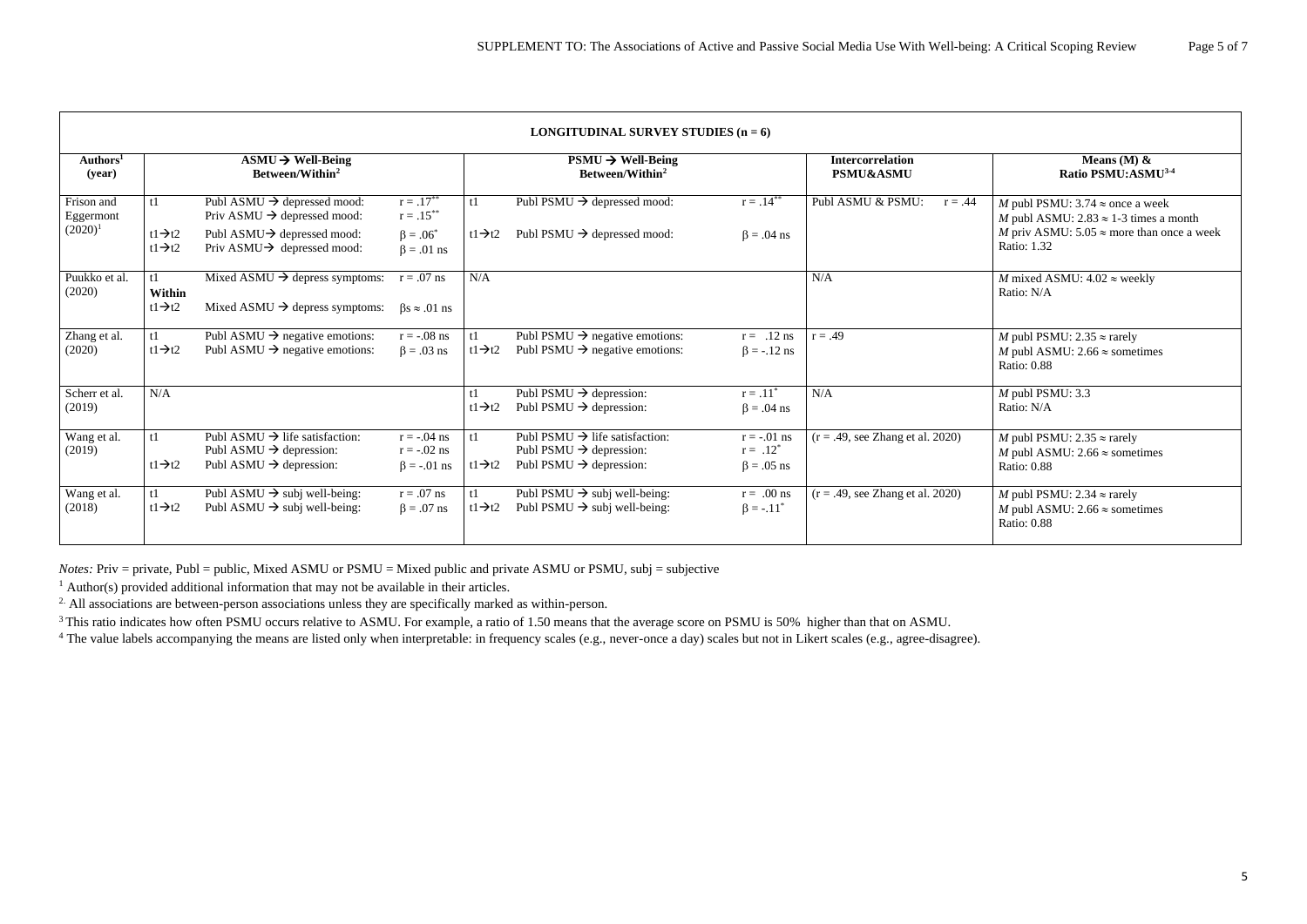| LONGITUDINAL SURVEY STUDIES (n = 6) | | | | | | | | |
|---|---|---|---|---|---|---|---|---|
| Authors[1] (year) | ASMU → Well-Being Between/Within[2] | | | PSMU → Well-Being Between/Within[2] | | | Intercorrelation PSMU&ASMU | Means (M) & Ratio PSMU:ASMU[3-4] |
| Frison and Eggermont (2020)[1] | t1<br><br>t1→t2<br>t1→t2 | Publ ASMU → depressed mood:<br>Priv ASMU → depressed mood:<br>Publ ASMU→ depressed mood:<br>Priv ASMU→ depressed mood: | $r = .17^{**}$<br>$r = .15^{**}$<br>$\beta = .06^{*}$<br>$\beta = .01$ ns | t1<br><br>t1→t2 | Publ PSMU → depressed mood:<br><br>Publ PSMU → depressed mood: | $r = .14^{**}$<br><br>$\beta = .04$ ns | Publ ASMU & PSMU: $r = .44$ | *M* publ PSMU: 3.74 ≈ once a week<br>*M* publ ASMU: 2.83 ≈ 1-3 times a month<br>*M* priv ASMU: 5.05 ≈ more than once a week<br>Ratio: 1.32 |
| Puukko et al. (2020) | t1<br>**Within**<br>t1→t2 | Mixed ASMU → depress symptoms:<br><br>Mixed ASMU → depress symptoms: | $r = .07$ ns<br><br>$\beta s \approx .01$ ns | N/A | | | N/A | *M* mixed ASMU: 4.02 ≈ weekly<br>Ratio: N/A |
| Zhang et al. (2020) | t1<br>t1→t2 | Publ ASMU → negative emotions:<br>Publ ASMU → negative emotions: | $r = -.08$ ns<br>$\beta = .03$ ns | t1<br>t1→t2 | Publ PSMU → negative emotions:<br>Publ PSMU → negative emotions: | $r = .12$ ns<br>$\beta = -.12$ ns | $r = .49$ | *M* publ PSMU: 2.35 ≈ rarely<br>*M* publ ASMU: 2.66 ≈ sometimes<br>Ratio: 0.88 |
| Scherr et al. (2019) | N/A | | | t1<br>t1→t2 | Publ PSMU → depression:<br>Publ PSMU → depression: | $r = .11^{*}$<br>$\beta = .04$ ns | N/A | *M* publ PSMU: 3.3<br>Ratio: N/A |
| Wang et al. (2019) | t1<br><br>t1→t2 | Publ ASMU → life satisfaction:<br>Publ ASMU → depression:<br>Publ ASMU → depression: | $r = -.04$ ns<br>$r = -.02$ ns<br>$\beta = -.01$ ns | t1<br><br>t1→t2 | Publ PSMU → life satisfaction:<br>Publ PSMU → depression:<br>Publ PSMU → depression: | $r = -.01$ ns<br>$r = .12^{*}$<br>$\beta = .05$ ns | ($r = .49$, see Zhang et al. 2020) | *M* publ PSMU: 2.35 ≈ rarely<br>*M* publ ASMU: 2.66 ≈ sometimes<br>Ratio: 0.88 |
| Wang et al. (2018) | t1<br>t1→t2 | Publ ASMU → subj well-being:<br>Publ ASMU → subj well-being: | $r = .07$ ns<br>$\beta = .07$ ns | t1<br>t1→t2 | Publ PSMU → subj well-being:<br>Publ PSMU → subj well-being: | $r = .00$ ns<br>$\beta = -.11^{*}$ | ($r = .49$, see Zhang et al. 2020) | *M* publ PSMU: 2.34 ≈ rarely<br>*M* publ ASMU: 2.66 ≈ sometimes<br>Ratio: 0.88 |

*Notes:* Priv = private, Publ = public, Mixed ASMU or PSMU = Mixed public and private ASMU or PSMU, subj = subjective

[1] Author(s) provided additional information that may not be available in their articles.

[2] All associations are between-person associations unless they are specifically marked as within-person.

[3] This ratio indicates how often PSMU occurs relative to ASMU. For example, a ratio of 1.50 means that the average score on PSMU is 50% higher than that on ASMU.

[4] The value labels accompanying the means are listed only when interpretable: in frequency scales (e.g., never-once a day) scales but not in Likert scales (e.g., agree-disagree).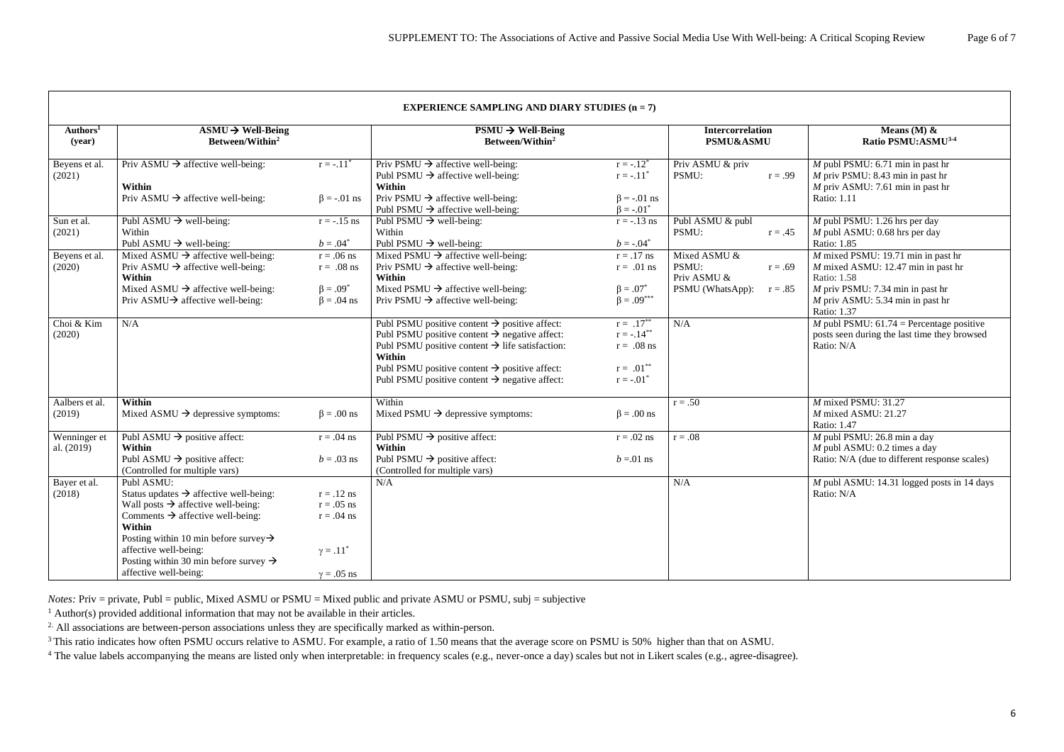| EXPERIENCE SAMPLING AND DIARY STUDIES (n = 7) | | | | | | |
|---|---|---|---|---|---|---|
| Authors[1] (year) | ASMU → Well-Being Between/Within[2] | | PSMU → Well-Being Between/Within[2] | | Intercorrelation PSMU&ASMU | Means (M) & Ratio PSMU:ASMU[3-4] |
| Beyens et al. (2021) | Priv ASMU → affective well-being:<br>**Within**<br>Priv ASMU → affective well-being: | r = -.11*<br><br>β = -.01 ns | Priv PSMU → affective well-being:<br>Publ PSMU → affective well-being:<br>**Within**<br>Priv PSMU → affective well-being:<br>Publ PSMU → affective well-being: | r = -.12*<br>r = -.11*<br><br>β = -.01 ns<br>β = -.01* | Priv ASMU & priv PSMU: r = .99 | *M* publ PSMU: 6.71 min in past hr<br>*M* priv PSMU: 8.43 min in past hr<br>*M* priv ASMU: 7.61 min in past hr<br>Ratio: 1.11 |
| Sun et al. (2021) | Publ ASMU → well-being:<br>Within<br>Publ ASMU → well-being: | r = -.15 ns<br><br>*b* = .04* | Publ PSMU → well-being:<br>Within<br>Publ PSMU → well-being: | r = -.13 ns<br><br>*b* = -.04* | Publ ASMU & publ PSMU: r = .45 | *M* publ PSMU: 1.26 hrs per day<br>*M* publ ASMU: 0.68 hrs per day<br>Ratio: 1.85 |
| Beyens et al. (2020) | Mixed ASMU → affective well-being:<br>Priv ASMU → affective well-being:<br>**Within**<br>Mixed ASMU → affective well-being:<br>Priv ASMU→ affective well-being: | r = .06 ns<br>r = .08 ns<br><br>β = .09*<br>β = .04 ns | Mixed PSMU → affective well-being:<br>Priv PSMU → affective well-being:<br>**Within**<br>Mixed PSMU → affective well-being:<br>Priv PSMU → affective well-being: | r = .17 ns<br>r = .01 ns<br><br>β = .07*<br>β = .09*** | Mixed ASMU & PSMU: r = .69<br>Priv ASMU & PSMU (WhatsApp): r = .85 | *M* mixed PSMU: 19.71 min in past hr<br>*M* mixed ASMU: 12.47 min in past hr<br>Ratio: 1.58<br>*M* priv PSMU: 7.34 min in past hr<br>*M* priv ASMU: 5.34 min in past hr<br>Ratio: 1.37 |
| Choi & Kim (2020) | N/A | | Publ PSMU positive content → positive affect:<br>Publ PSMU positive content → negative affect:<br>Publ PSMU positive content → life satisfaction:<br>**Within**<br>Publ PSMU positive content → positive affect:<br>Publ PSMU positive content → negative affect: | r = .17**<br>r = -.14**<br>r = .08 ns<br><br>r = .01**<br>r = -.01* | N/A | *M* publ PSMU: 61.74 = Percentage positive posts seen during the last time they browsed<br>Ratio: N/A |
| Aalbers et al. (2019) | **Within**<br>Mixed ASMU → depressive symptoms: | <br>β = .00 ns | Within<br>Mixed PSMU → depressive symptoms: | <br>β = .00 ns | r = .50 | *M* mixed PSMU: 31.27<br>*M* mixed ASMU: 21.27<br>Ratio: 1.47 |
| Wenninger et al. (2019) | Publ ASMU → positive affect:<br>**Within**<br>Publ ASMU → positive affect:<br>(Controlled for multiple vars) | r = .04 ns<br><br>*b* = .03 ns | Publ PSMU → positive affect:<br>**Within**<br>Publ PSMU → positive affect:<br>(Controlled for multiple vars) | r = .02 ns<br><br>*b* =.01 ns | r = .08 | *M* publ PSMU: 26.8 min a day<br>*M* publ ASMU: 0.2 times a day<br>Ratio: N/A (due to different response scales) |
| Bayer et al. (2018) | Publ ASMU:<br>Status updates → affective well-being:<br>Wall posts → affective well-being:<br>Comments → affective well-being:<br>**Within**<br>Posting within 10 min before survey→ affective well-being:<br>Posting within 30 min before survey → affective well-being: | <br>r = .12 ns<br>r = .05 ns<br>r = .04 ns<br><br>γ = .11*<br><br>γ = .05 ns | N/A | | N/A | *M* publ ASMU: 14.31 logged posts in 14 days<br>Ratio: N/A |

*Notes:* Priv = private, Publ = public, Mixed ASMU or PSMU = Mixed public and private ASMU or PSMU, subj = subjective

[1] Author(s) provided additional information that may not be available in their articles.

[2] All associations are between-person associations unless they are specifically marked as within-person.

[3] This ratio indicates how often PSMU occurs relative to ASMU. For example, a ratio of 1.50 means that the average score on PSMU is 50% higher than that on ASMU.

[4] The value labels accompanying the means are listed only when interpretable: in frequency scales (e.g., never-once a day) scales but not in Likert scales (e.g., agree-disagree).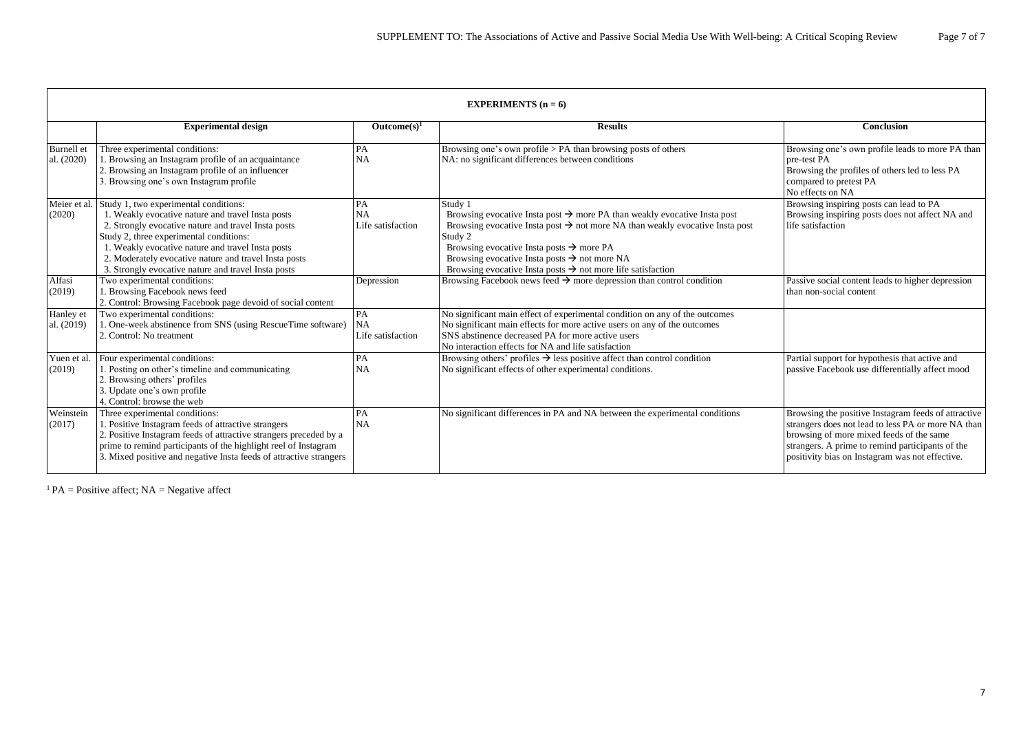| **EXPERIMENTS (n = 6)** | | | | |
|---|---|---|---|---|
| | **Experimental design** | **Outcome(s)**[1] | **Results** | **Conclusion** |
| Burnell et al. (2020) | Three experimental conditions:<br>1. Browsing an Instagram profile of an acquaintance<br>2. Browsing an Instagram profile of an influencer<br>3. Browsing one's own Instagram profile | PA<br>NA | Browsing one's own profile > PA than browsing posts of others<br>NA: no significant differences between conditions | Browsing one's own profile leads to more PA than pre-test PA<br>Browsing the profiles of others led to less PA compared to pretest PA<br>No effects on NA |
| Meier et al. (2020) | Study 1, two experimental conditions:<br>1. Weakly evocative nature and travel Insta posts<br>2. Strongly evocative nature and travel Insta posts<br>Study 2, three experimental conditions:<br>1. Weakly evocative nature and travel Insta posts<br>2. Moderately evocative nature and travel Insta posts<br>3. Strongly evocative nature and travel Insta posts | PA<br>NA<br>Life satisfaction | Study 1<br>Browsing evocative Insta post → more PA than weakly evocative Insta post<br>Browsing evocative Insta post → not more NA than weakly evocative Insta post<br>Study 2<br>Browsing evocative Insta posts → more PA<br>Browsing evocative Insta posts → not more NA<br>Browsing evocative Insta posts → not more life satisfaction | Browsing inspiring posts can lead to PA<br>Browsing inspiring posts does not affect NA and life satisfaction |
| Alfasi (2019) | Two experimental conditions:<br>1. Browsing Facebook news feed<br>2. Control: Browsing Facebook page devoid of social content | Depression | Browsing Facebook news feed → more depression than control condition | Passive social content leads to higher depression than non-social content |
| Hanley et al. (2019) | Two experimental conditions:<br>1. One-week abstinence from SNS (using RescueTime software)<br>2. Control: No treatment | PA<br>NA<br>Life satisfaction | No significant main effect of experimental condition on any of the outcomes<br>No significant main effects for more active users on any of the outcomes<br>SNS abstinence decreased PA for more active users<br>No interaction effects for NA and life satisfaction | |
| Yuen et al. (2019) | Four experimental conditions:<br>1. Posting on other's timeline and communicating<br>2. Browsing others' profiles<br>3. Update one's own profile<br>4. Control: browse the web | PA<br>NA | Browsing others' profiles → less positive affect than control condition<br>No significant effects of other experimental conditions. | Partial support for hypothesis that active and passive Facebook use differentially affect mood |
| Weinstein (2017) | Three experimental conditions:<br>1. Positive Instagram feeds of attractive strangers<br>2. Positive Instagram feeds of attractive strangers preceded by a prime to remind participants of the highlight reel of Instagram<br>3. Mixed positive and negative Insta feeds of attractive strangers | PA<br>NA | No significant differences in PA and NA between the experimental conditions | Browsing the positive Instagram feeds of attractive strangers does not lead to less PA or more NA than browsing of more mixed feeds of the same strangers. A prime to remind participants of the positivity bias on Instagram was not effective. |

[1] PA = Positive affect; NA = Negative affect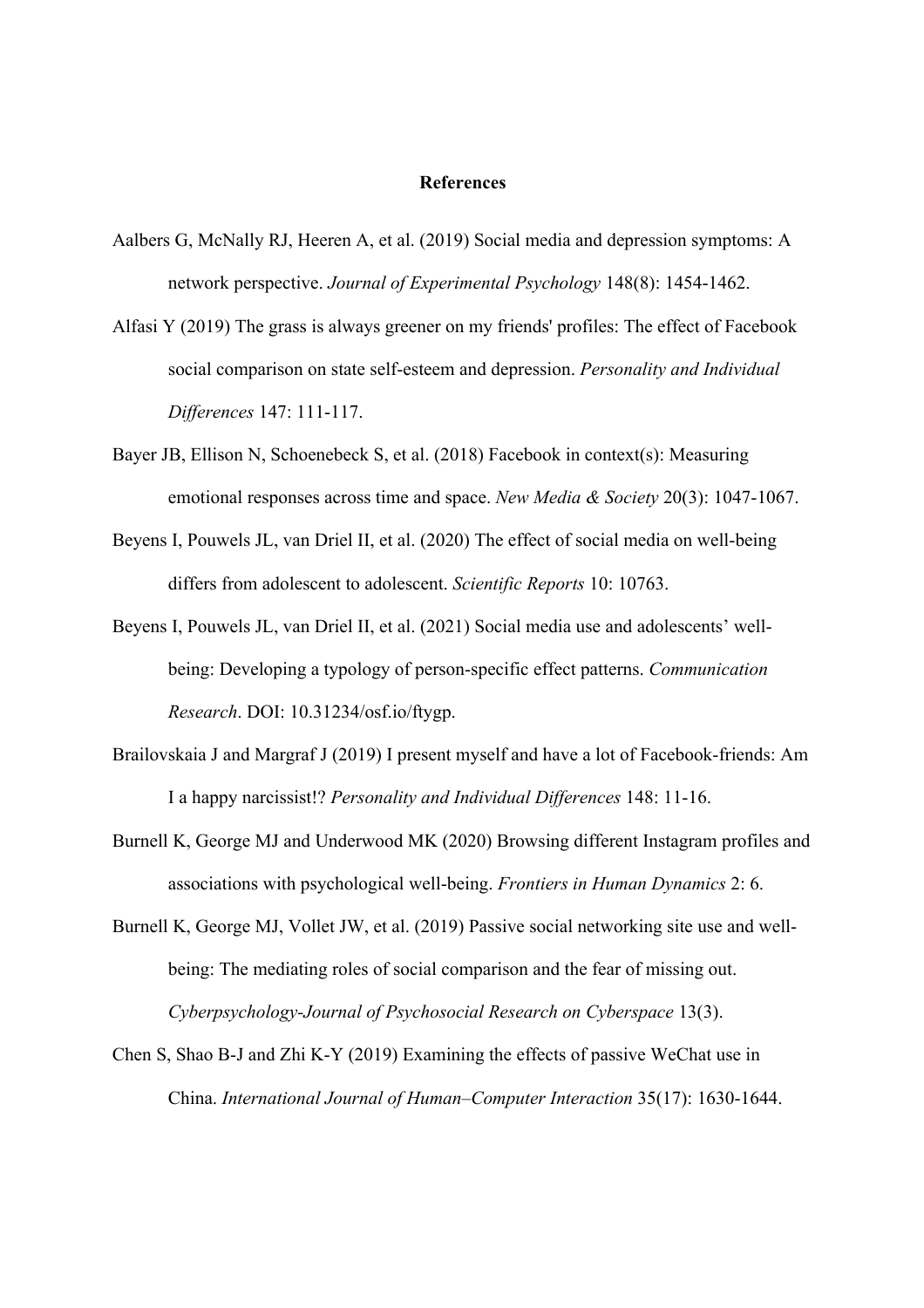**References**

Aalbers G, McNally RJ, Heeren A, et al. (2019) Social media and depression symptoms: A network perspective. *Journal of Experimental Psychology* 148(8): 1454-1462.

Alfasi Y (2019) The grass is always greener on my friends' profiles: The effect of Facebook social comparison on state self-esteem and depression. *Personality and Individual Differences* 147: 111-117.

Bayer JB, Ellison N, Schoenebeck S, et al. (2018) Facebook in context(s): Measuring emotional responses across time and space. *New Media & Society* 20(3): 1047-1067.

Beyens I, Pouwels JL, van Driel II, et al. (2020) The effect of social media on well-being differs from adolescent to adolescent. *Scientific Reports* 10: 10763.

Beyens I, Pouwels JL, van Driel II, et al. (2021) Social media use and adolescents' well-being: Developing a typology of person-specific effect patterns. *Communication Research*. DOI: 10.31234/osf.io/ftygp.

Brailovskaia J and Margraf J (2019) I present myself and have a lot of Facebook-friends: Am I a happy narcissist!? *Personality and Individual Differences* 148: 11-16.

Burnell K, George MJ and Underwood MK (2020) Browsing different Instagram profiles and associations with psychological well-being. *Frontiers in Human Dynamics* 2: 6.

Burnell K, George MJ, Vollet JW, et al. (2019) Passive social networking site use and well-being: The mediating roles of social comparison and the fear of missing out. *Cyberpsychology-Journal of Psychosocial Research on Cyberspace* 13(3).

Chen S, Shao B-J and Zhi K-Y (2019) Examining the effects of passive WeChat use in China. *International Journal of Human–Computer Interaction* 35(17): 1630-1644.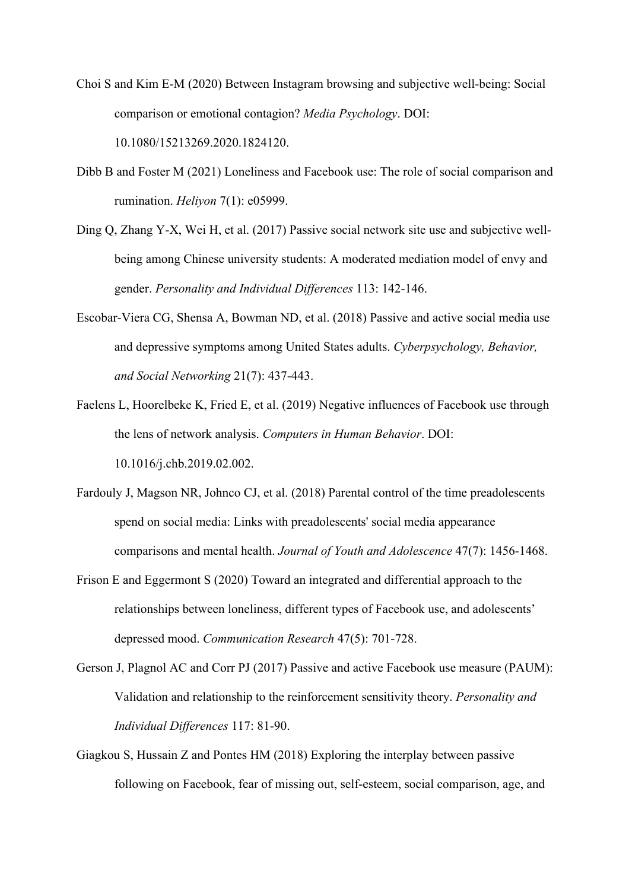Choi S and Kim E-M (2020) Between Instagram browsing and subjective well-being: Social comparison or emotional contagion? *Media Psychology*. DOI: 10.1080/15213269.2020.1824120.

Dibb B and Foster M (2021) Loneliness and Facebook use: The role of social comparison and rumination. *Heliyon* 7(1): e05999.

Ding Q, Zhang Y-X, Wei H, et al. (2017) Passive social network site use and subjective well-being among Chinese university students: A moderated mediation model of envy and gender. *Personality and Individual Differences* 113: 142-146.

Escobar-Viera CG, Shensa A, Bowman ND, et al. (2018) Passive and active social media use and depressive symptoms among United States adults. *Cyberpsychology, Behavior, and Social Networking* 21(7): 437-443.

Faelens L, Hoorelbeke K, Fried E, et al. (2019) Negative influences of Facebook use through the lens of network analysis. *Computers in Human Behavior*. DOI: 10.1016/j.chb.2019.02.002.

Fardouly J, Magson NR, Johnco CJ, et al. (2018) Parental control of the time preadolescents spend on social media: Links with preadolescents' social media appearance comparisons and mental health. *Journal of Youth and Adolescence* 47(7): 1456-1468.

Frison E and Eggermont S (2020) Toward an integrated and differential approach to the relationships between loneliness, different types of Facebook use, and adolescents' depressed mood. *Communication Research* 47(5): 701-728.

Gerson J, Plagnol AC and Corr PJ (2017) Passive and active Facebook use measure (PAUM): Validation and relationship to the reinforcement sensitivity theory. *Personality and Individual Differences* 117: 81-90.

Giagkou S, Hussain Z and Pontes HM (2018) Exploring the interplay between passive following on Facebook, fear of missing out, self-esteem, social comparison, age, and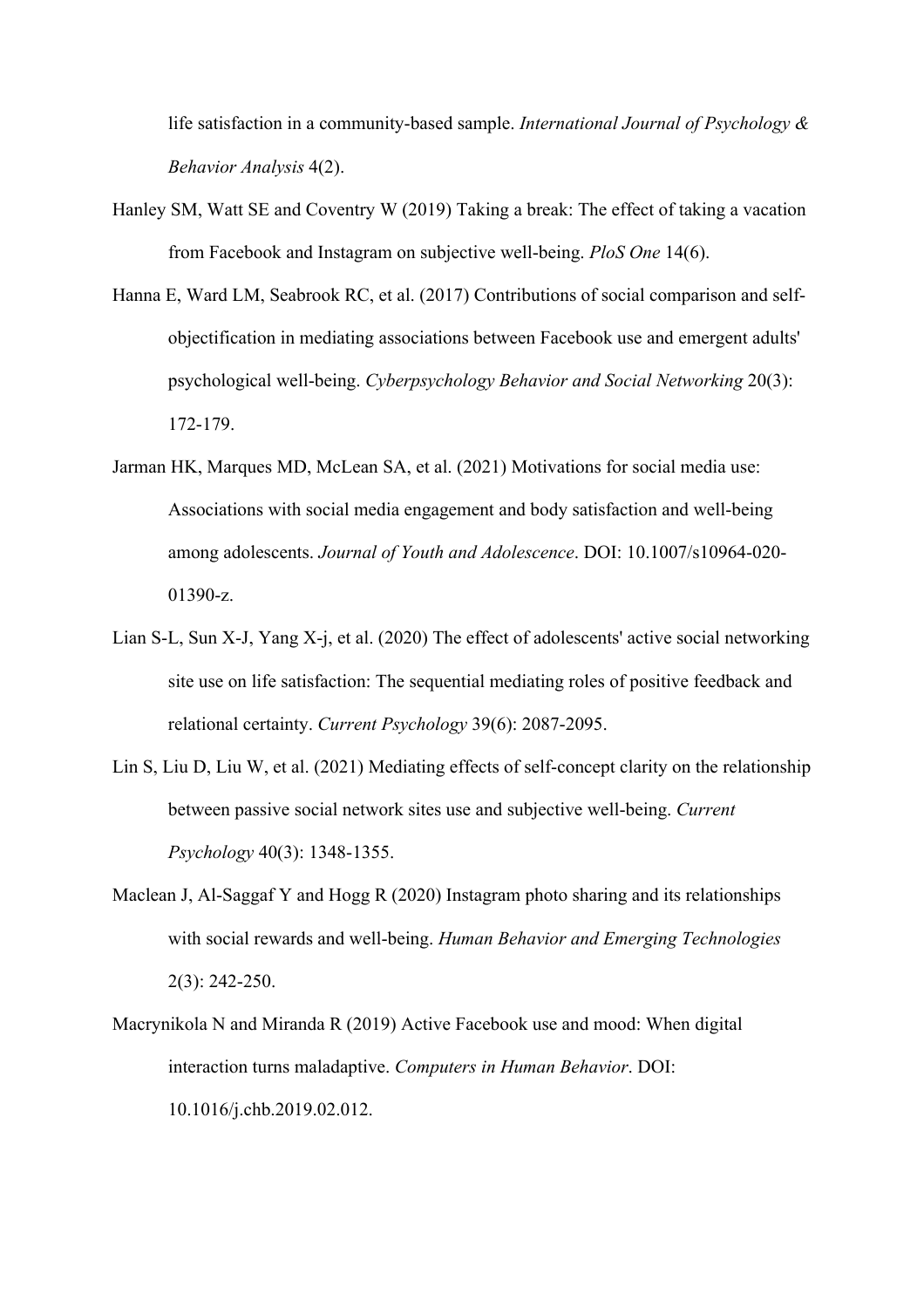life satisfaction in a community-based sample. *International Journal of Psychology & Behavior Analysis* 4(2).

Hanley SM, Watt SE and Coventry W (2019) Taking a break: The effect of taking a vacation from Facebook and Instagram on subjective well-being. *PloS One* 14(6).

Hanna E, Ward LM, Seabrook RC, et al. (2017) Contributions of social comparison and self-objectification in mediating associations between Facebook use and emergent adults' psychological well-being. *Cyberpsychology Behavior and Social Networking* 20(3): 172-179.

Jarman HK, Marques MD, McLean SA, et al. (2021) Motivations for social media use: Associations with social media engagement and body satisfaction and well-being among adolescents. *Journal of Youth and Adolescence*. DOI: 10.1007/s10964-020-01390-z.

Lian S-L, Sun X-J, Yang X-j, et al. (2020) The effect of adolescents' active social networking site use on life satisfaction: The sequential mediating roles of positive feedback and relational certainty. *Current Psychology* 39(6): 2087-2095.

Lin S, Liu D, Liu W, et al. (2021) Mediating effects of self-concept clarity on the relationship between passive social network sites use and subjective well-being. *Current Psychology* 40(3): 1348-1355.

Maclean J, Al-Saggaf Y and Hogg R (2020) Instagram photo sharing and its relationships with social rewards and well-being. *Human Behavior and Emerging Technologies* 2(3): 242-250.

Macrynikola N and Miranda R (2019) Active Facebook use and mood: When digital interaction turns maladaptive. *Computers in Human Behavior*. DOI: 10.1016/j.chb.2019.02.012.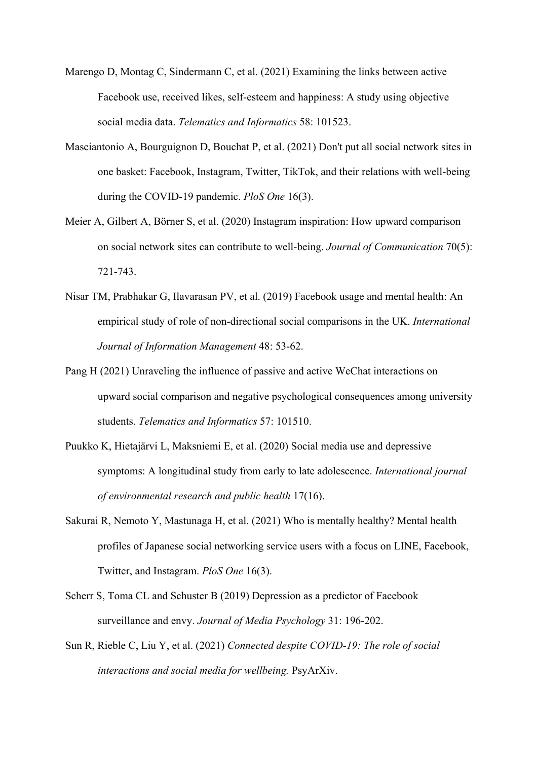Marengo D, Montag C, Sindermann C, et al. (2021) Examining the links between active Facebook use, received likes, self-esteem and happiness: A study using objective social media data. *Telematics and Informatics* 58: 101523.

Masciantonio A, Bourguignon D, Bouchat P, et al. (2021) Don't put all social network sites in one basket: Facebook, Instagram, Twitter, TikTok, and their relations with well-being during the COVID-19 pandemic. *PloS One* 16(3).

Meier A, Gilbert A, Börner S, et al. (2020) Instagram inspiration: How upward comparison on social network sites can contribute to well-being. *Journal of Communication* 70(5): 721-743.

Nisar TM, Prabhakar G, Ilavarasan PV, et al. (2019) Facebook usage and mental health: An empirical study of role of non-directional social comparisons in the UK. *International Journal of Information Management* 48: 53-62.

Pang H (2021) Unraveling the influence of passive and active WeChat interactions on upward social comparison and negative psychological consequences among university students. *Telematics and Informatics* 57: 101510.

Puukko K, Hietajärvi L, Maksniemi E, et al. (2020) Social media use and depressive symptoms: A longitudinal study from early to late adolescence. *International journal of environmental research and public health* 17(16).

Sakurai R, Nemoto Y, Mastunaga H, et al. (2021) Who is mentally healthy? Mental health profiles of Japanese social networking service users with a focus on LINE, Facebook, Twitter, and Instagram. *PloS One* 16(3).

Scherr S, Toma CL and Schuster B (2019) Depression as a predictor of Facebook surveillance and envy. *Journal of Media Psychology* 31: 196-202.

Sun R, Rieble C, Liu Y, et al. (2021) *Connected despite COVID-19: The role of social interactions and social media for wellbeing.* PsyArXiv.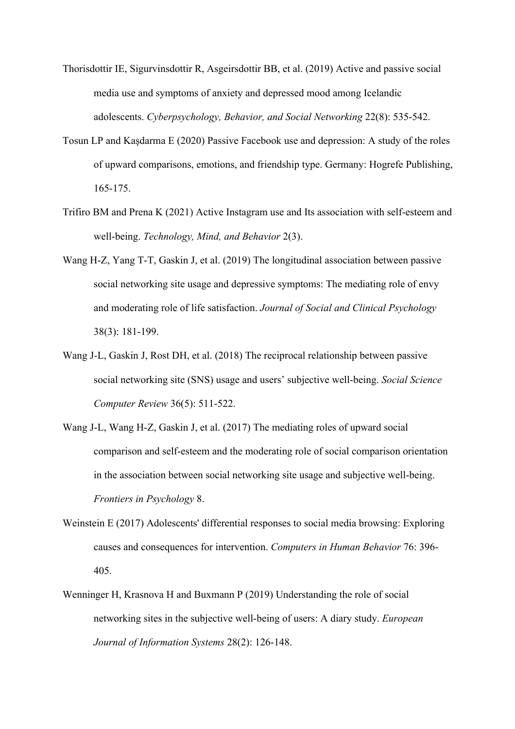Thorisdottir IE, Sigurvinsdottir R, Asgeirsdottir BB, et al. (2019) Active and passive social media use and symptoms of anxiety and depressed mood among Icelandic adolescents. *Cyberpsychology, Behavior, and Social Networking* 22(8): 535-542.

Tosun LP and Kaşdarma E (2020) Passive Facebook use and depression: A study of the roles of upward comparisons, emotions, and friendship type. Germany: Hogrefe Publishing, 165-175.

Trifiro BM and Prena K (2021) Active Instagram use and Its association with self-esteem and well-being. *Technology, Mind, and Behavior* 2(3).

Wang H-Z, Yang T-T, Gaskin J, et al. (2019) The longitudinal association between passive social networking site usage and depressive symptoms: The mediating role of envy and moderating role of life satisfaction. *Journal of Social and Clinical Psychology* 38(3): 181-199.

Wang J-L, Gaskin J, Rost DH, et al. (2018) The reciprocal relationship between passive social networking site (SNS) usage and users' subjective well-being. *Social Science Computer Review* 36(5): 511-522.

Wang J-L, Wang H-Z, Gaskin J, et al. (2017) The mediating roles of upward social comparison and self-esteem and the moderating role of social comparison orientation in the association between social networking site usage and subjective well-being. *Frontiers in Psychology* 8.

Weinstein E (2017) Adolescents' differential responses to social media browsing: Exploring causes and consequences for intervention. *Computers in Human Behavior* 76: 396-405.

Wenninger H, Krasnova H and Buxmann P (2019) Understanding the role of social networking sites in the subjective well-being of users: A diary study. *European Journal of Information Systems* 28(2): 126-148.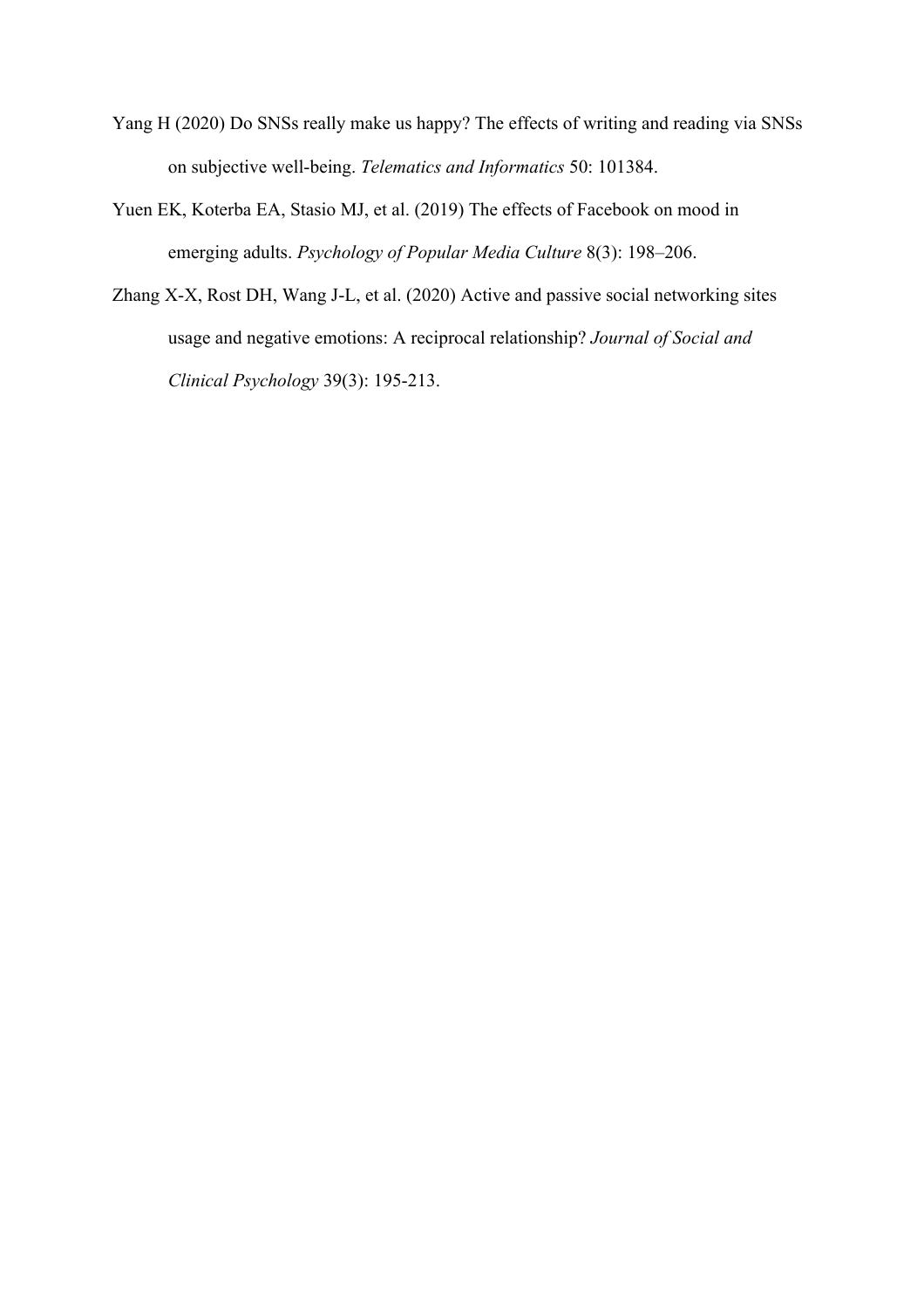Yang H (2020) Do SNSs really make us happy? The effects of writing and reading via SNSs on subjective well-being. *Telematics and Informatics* 50: 101384.

Yuen EK, Koterba EA, Stasio MJ, et al. (2019) The effects of Facebook on mood in emerging adults. *Psychology of Popular Media Culture* 8(3): 198–206.

Zhang X-X, Rost DH, Wang J-L, et al. (2020) Active and passive social networking sites usage and negative emotions: A reciprocal relationship? *Journal of Social and Clinical Psychology* 39(3): 195-213.